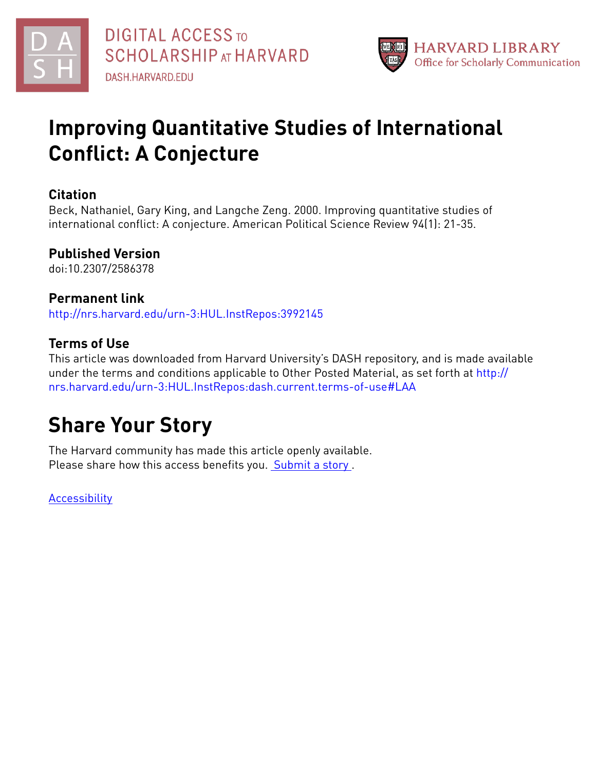# Improving Quantitative Studies of International Conflict: A Conjecture

## Citation

Beck, Nathaniel, Gary King, and Langche Zeng. 2000. Improving quantitative studies of international conflict: A conjecture. American Political Science Review 94(1): 21-35.

## Published Version

doi:10.2307/2586378

## Permanent link

http://nrs.harvard.edu/urn-3:HUL.InstRepos:3992145

## Terms of Use

This article was downloaded from Harvard University's DASH repository, and is made available under the terms and conditions applicable to Other Posted Material, as set forth at http://nrs.harvard.edu/urn-3:HUL.InstRepos:dash.current.terms-of-use#LAA

# Share Your Story

The Harvard community has made this article openly available.
Please share how this access benefits you. Submit a story .

Accessibility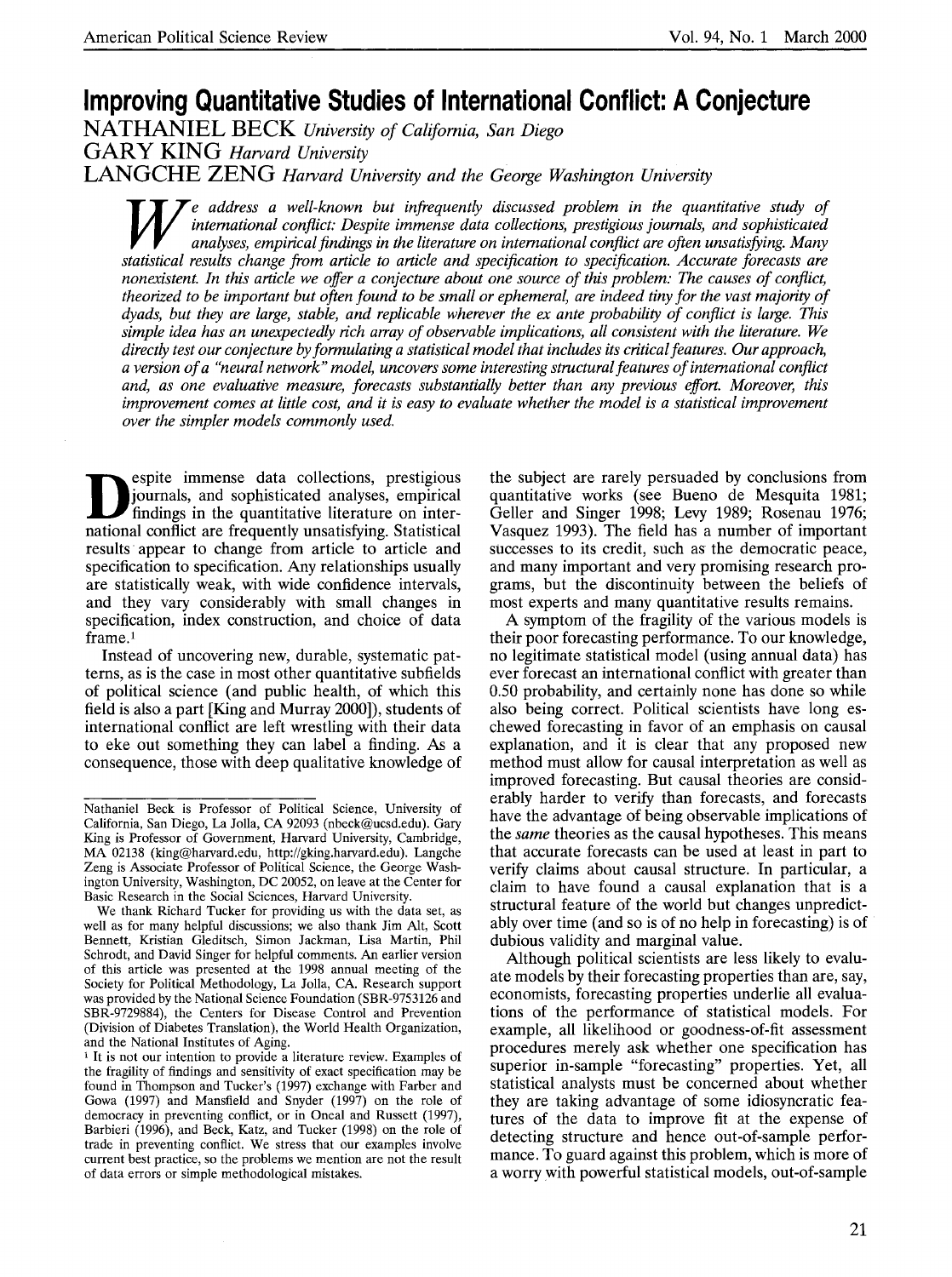# Improving Quantitative Studies of International Conflict: A Conjecture

NATHANIEL BECK *University of California, San Diego*
GARY KING *Harvard University*
LANGCHE ZENG *Harvard University and the George Washington University*

*We address a well-known but infrequently discussed problem in the quantitative study of international conflict: Despite immense data collections, prestigious journals, and sophisticated analyses, empirical findings in the literature on international conflict are often unsatisfying. Many statistical results change from article to article and specification to specification. Accurate forecasts are nonexistent. In this article we offer a conjecture about one source of this problem: The causes of conflict, theorized to be important but often found to be small or ephemeral, are indeed tiny for the vast majority of dyads, but they are large, stable, and replicable wherever the ex ante probability of conflict is large. This simple idea has an unexpectedly rich array of observable implications, all consistent with the literature. We directly test our conjecture by formulating a statistical model that includes its critical features. Our approach, a version of a "neural network" model, uncovers some interesting structural features of international conflict and, as one evaluative measure, forecasts substantially better than any previous effort. Moreover, this improvement comes at little cost, and it is easy to evaluate whether the model is a statistical improvement over the simpler models commonly used.*

Despite immense data collections, prestigious journals, and sophisticated analyses, empirical findings in the quantitative literature on international conflict are frequently unsatisfying. Statistical results appear to change from article to article and specification to specification. Any relationships usually are statistically weak, with wide confidence intervals, and they vary considerably with small changes in specification, index construction, and choice of data frame.[1]

Instead of uncovering new, durable, systematic patterns, as is the case in most other quantitative subfields of political science (and public health, of which this field is also a part [King and Murray 2000]), students of international conflict are left wrestling with their data to eke out something they can label a finding. As a consequence, those with deep qualitative knowledge of the subject are rarely persuaded by conclusions from quantitative works (see Bueno de Mesquita 1981; Geller and Singer 1998; Levy 1989; Rosenau 1976; Vasquez 1993). The field has a number of important successes to its credit, such as the democratic peace, and many important and very promising research programs, but the discontinuity between the beliefs of most experts and many quantitative results remains.

A symptom of the fragility of the various models is their poor forecasting performance. To our knowledge, no legitimate statistical model (using annual data) has ever forecast an international conflict with greater than 0.50 probability, and certainly none has done so while also being correct. Political scientists have long eschewed forecasting in favor of an emphasis on causal explanation, and it is clear that any proposed new method must allow for causal interpretation as well as improved forecasting. But causal theories are considerably harder to verify than forecasts, and forecasts have the advantage of being observable implications of the *same* theories as the causal hypotheses. This means that accurate forecasts can be used at least in part to verify claims about causal structure. In particular, a claim to have found a causal explanation that is a structural feature of the world but changes unpredictably over time (and so is of no help in forecasting) is of dubious validity and marginal value.

Although political scientists are less likely to evaluate models by their forecasting properties than are, say, economists, forecasting properties underlie all evaluations of the performance of statistical models. For example, all likelihood or goodness-of-fit assessment procedures merely ask whether one specification has superior in-sample "forecasting" properties. Yet, all statistical analysts must be concerned about whether they are taking advantage of some idiosyncratic features of the data to improve fit at the expense of detecting structure and hence out-of-sample performance. To guard against this problem, which is more of a worry with powerful statistical models, out-of-sample

---

Nathaniel Beck is Professor of Political Science, University of California, San Diego, La Jolla, CA 92093 (nbeck@ucsd.edu). Gary King is Professor of Government, Harvard University, Cambridge, MA 02138 (king@harvard.edu, http://gking.harvard.edu). Langche Zeng is Associate Professor of Political Science, the George Washington University, Washington, DC 20052, on leave at the Center for Basic Research in the Social Sciences, Harvard University.

We thank Richard Tucker for providing us with the data set, as well as for many helpful discussions; we also thank Jim Alt, Scott Bennett, Kristian Gleditsch, Simon Jackman, Lisa Martin, Phil Schrodt, and David Singer for helpful comments. An earlier version of this article was presented at the 1998 annual meeting of the Society for Political Methodology, La Jolla, CA. Research support was provided by the National Science Foundation (SBR-9753126 and SBR-9729884), the Centers for Disease Control and Prevention (Division of Diabetes Translation), the World Health Organization, and the National Institutes of Aging.

[1] It is not our intention to provide a literature review. Examples of the fragility of findings and sensitivity of exact specification may be found in Thompson and Tucker's (1997) exchange with Farber and Gowa (1997) and Mansfield and Snyder (1997) on the role of democracy in preventing conflict, or in Oneal and Russett (1997), Barbieri (1996), and Beck, Katz, and Tucker (1998) on the role of trade in preventing conflict. We stress that our examples involve current best practice, so the problems we mention are not the result of data errors or simple methodological mistakes.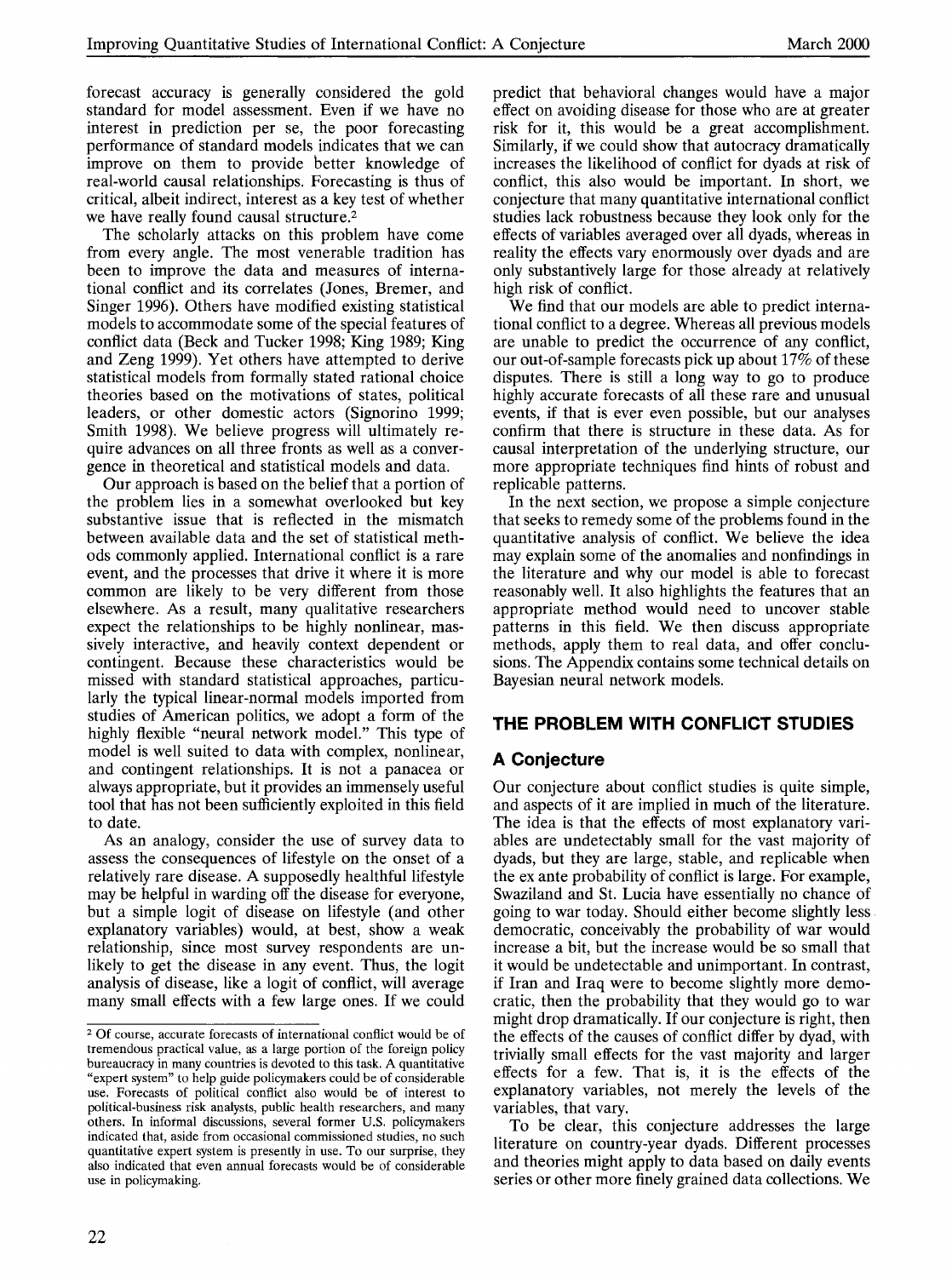forecast accuracy is generally considered the gold standard for model assessment. Even if we have no interest in prediction per se, the poor forecasting performance of standard models indicates that we can improve on them to provide better knowledge of real-world causal relationships. Forecasting is thus of critical, albeit indirect, interest as a key test of whether we have really found causal structure.[2]

The scholarly attacks on this problem have come from every angle. The most venerable tradition has been to improve the data and measures of international conflict and its correlates (Jones, Bremer, and Singer 1996). Others have modified existing statistical models to accommodate some of the special features of conflict data (Beck and Tucker 1998; King 1989; King and Zeng 1999). Yet others have attempted to derive statistical models from formally stated rational choice theories based on the motivations of states, political leaders, or other domestic actors (Signorino 1999; Smith 1998). We believe progress will ultimately require advances on all three fronts as well as a convergence in theoretical and statistical models and data.

Our approach is based on the belief that a portion of the problem lies in a somewhat overlooked but key substantive issue that is reflected in the mismatch between available data and the set of statistical methods commonly applied. International conflict is a rare event, and the processes that drive it where it is more common are likely to be very different from those elsewhere. As a result, many qualitative researchers expect the relationships to be highly nonlinear, massively interactive, and heavily context dependent or contingent. Because these characteristics would be missed with standard statistical approaches, particularly the typical linear-normal models imported from studies of American politics, we adopt a form of the highly flexible "neural network model." This type of model is well suited to data with complex, nonlinear, and contingent relationships. It is not a panacea or always appropriate, but it provides an immensely useful tool that has not been sufficiently exploited in this field to date.

As an analogy, consider the use of survey data to assess the consequences of lifestyle on the onset of a relatively rare disease. A supposedly healthful lifestyle may be helpful in warding off the disease for everyone, but a simple logit of disease on lifestyle (and other explanatory variables) would, at best, show a weak relationship, since most survey respondents are unlikely to get the disease in any event. Thus, the logit analysis of disease, like a logit of conflict, will average many small effects with a few large ones. If we could predict that behavioral changes would have a major effect on avoiding disease for those who are at greater risk for it, this would be a great accomplishment. Similarly, if we could show that autocracy dramatically increases the likelihood of conflict for dyads at risk of conflict, this also would be important. In short, we conjecture that many quantitative international conflict studies lack robustness because they look only for the effects of variables averaged over all dyads, whereas in reality the effects vary enormously over dyads and are only substantively large for those already at relatively high risk of conflict.

We find that our models are able to predict international conflict to a degree. Whereas all previous models are unable to predict the occurrence of any conflict, our out-of-sample forecasts pick up about 17% of these disputes. There is still a long way to go to produce highly accurate forecasts of all these rare and unusual events, if that is ever even possible, but our analyses confirm that there is structure in these data. As for causal interpretation of the underlying structure, our more appropriate techniques find hints of robust and replicable patterns.

In the next section, we propose a simple conjecture that seeks to remedy some of the problems found in the quantitative analysis of conflict. We believe the idea may explain some of the anomalies and nonfindings in the literature and why our model is able to forecast reasonably well. It also highlights the features that an appropriate method would need to uncover stable patterns in this field. We then discuss appropriate methods, apply them to real data, and offer conclusions. The Appendix contains some technical details on Bayesian neural network models.

## THE PROBLEM WITH CONFLICT STUDIES

### A Conjecture

Our conjecture about conflict studies is quite simple, and aspects of it are implied in much of the literature. The idea is that the effects of most explanatory variables are undetectably small for the vast majority of dyads, but they are large, stable, and replicable when the ex ante probability of conflict is large. For example, Swaziland and St. Lucia have essentially no chance of going to war today. Should either become slightly less democratic, conceivably the probability of war would increase a bit, but the increase would be so small that it would be undetectable and unimportant. In contrast, if Iran and Iraq were to become slightly more democratic, then the probability that they would go to war might drop dramatically. If our conjecture is right, then the effects of the causes of conflict differ by dyad, with trivially small effects for the vast majority and larger effects for a few. That is, it is the effects of the explanatory variables, not merely the levels of the variables, that vary.

To be clear, this conjecture addresses the large literature on country-year dyads. Different processes and theories might apply to data based on daily events series or other more finely grained data collections. We

---

[2] Of course, accurate forecasts of international conflict would be of tremendous practical value, as a large portion of the foreign policy bureaucracy in many countries is devoted to this task. A quantitative "expert system" to help guide policymakers could be of considerable use. Forecasts of political conflict also would be of interest to political-business risk analysts, public health researchers, and many others. In informal discussions, several former U.S. policymakers indicated that, aside from occasional commissioned studies, no such quantitative expert system is presently in use. To our surprise, they also indicated that even annual forecasts would be of considerable use in policymaking.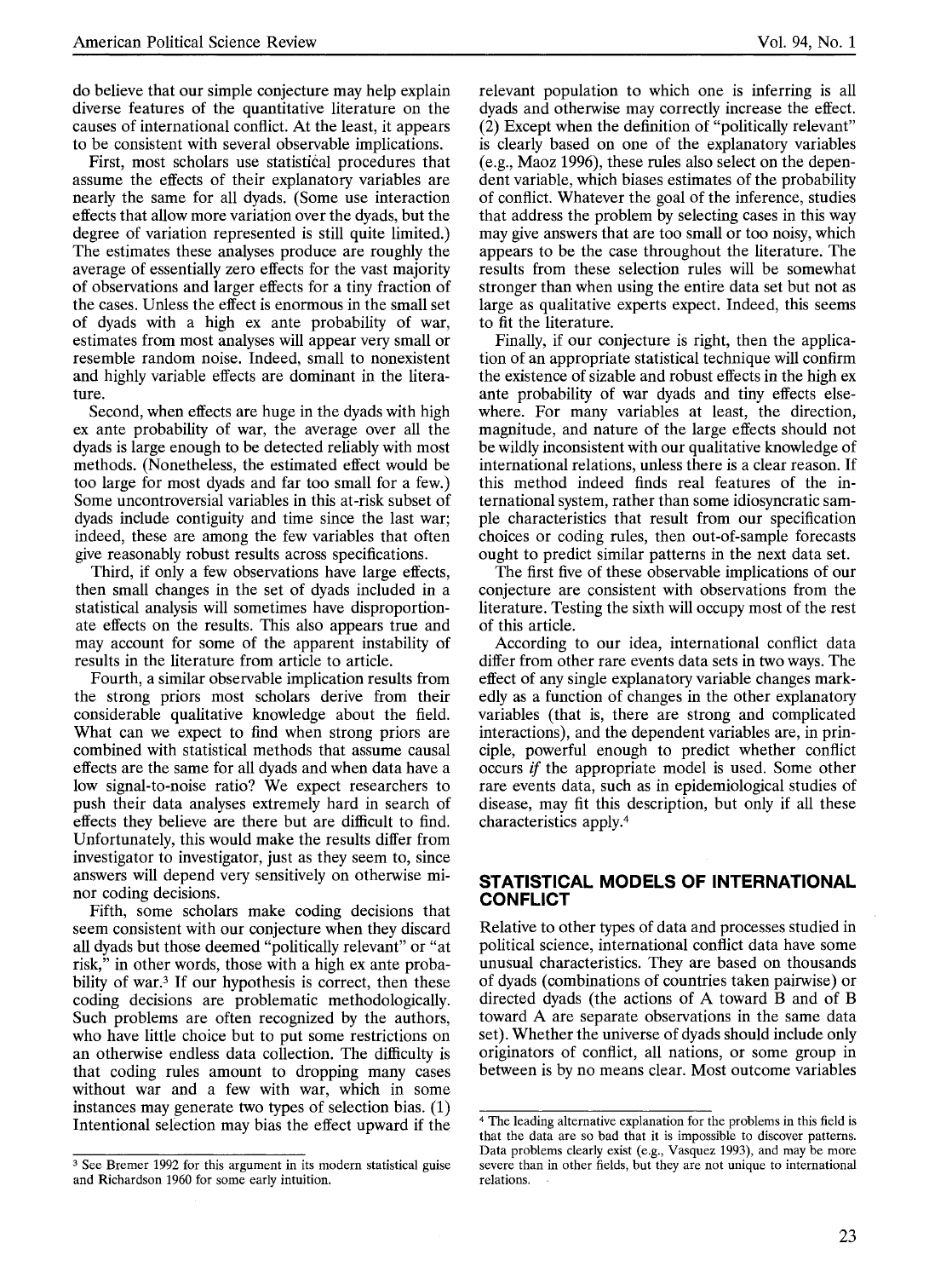do believe that our simple conjecture may help explain diverse features of the quantitative literature on the causes of international conflict. At the least, it appears to be consistent with several observable implications.

First, most scholars use statistical procedures that assume the effects of their explanatory variables are nearly the same for all dyads. (Some use interaction effects that allow more variation over the dyads, but the degree of variation represented is still quite limited.) The estimates these analyses produce are roughly the average of essentially zero effects for the vast majority of observations and larger effects for a tiny fraction of the cases. Unless the effect is enormous in the small set of dyads with a high ex ante probability of war, estimates from most analyses will appear very small or resemble random noise. Indeed, small to nonexistent and highly variable effects are dominant in the literature.

Second, when effects are huge in the dyads with high ex ante probability of war, the average over all the dyads is large enough to be detected reliably with most methods. (Nonetheless, the estimated effect would be too large for most dyads and far too small for a few.) Some uncontroversial variables in this at-risk subset of dyads include contiguity and time since the last war; indeed, these are among the few variables that often give reasonably robust results across specifications.

Third, if only a few observations have large effects, then small changes in the set of dyads included in a statistical analysis will sometimes have disproportionate effects on the results. This also appears true and may account for some of the apparent instability of results in the literature from article to article.

Fourth, a similar observable implication results from the strong priors most scholars derive from their considerable qualitative knowledge about the field. What can we expect to find when strong priors are combined with statistical methods that assume causal effects are the same for all dyads and when data have a low signal-to-noise ratio? We expect researchers to push their data analyses extremely hard in search of effects they believe are there but are difficult to find. Unfortunately, this would make the results differ from investigator to investigator, just as they seem to, since answers will depend very sensitively on otherwise minor coding decisions.

Fifth, some scholars make coding decisions that seem consistent with our conjecture when they discard all dyads but those deemed "politically relevant" or "at risk," in other words, those with a high ex ante probability of war.[3] If our hypothesis is correct, then these coding decisions are problematic methodologically. Such problems are often recognized by the authors, who have little choice but to put some restrictions on an otherwise endless data collection. The difficulty is that coding rules amount to dropping many cases without war and a few with war, which in some instances may generate two types of selection bias. (1) Intentional selection may bias the effect upward if the relevant population to which one is inferring is all dyads and otherwise may correctly increase the effect. (2) Except when the definition of "politically relevant" is clearly based on one of the explanatory variables (e.g., Maoz 1996), these rules also select on the dependent variable, which biases estimates of the probability of conflict. Whatever the goal of the inference, studies that address the problem by selecting cases in this way may give answers that are too small or too noisy, which appears to be the case throughout the literature. The results from these selection rules will be somewhat stronger than when using the entire data set but not as large as qualitative experts expect. Indeed, this seems to fit the literature.

Finally, if our conjecture is right, then the application of an appropriate statistical technique will confirm the existence of sizable and robust effects in the high ex ante probability of war dyads and tiny effects elsewhere. For many variables at least, the direction, magnitude, and nature of the large effects should not be wildly inconsistent with our qualitative knowledge of international relations, unless there is a clear reason. If this method indeed finds real features of the international system, rather than some idiosyncratic sample characteristics that result from our specification choices or coding rules, then out-of-sample forecasts ought to predict similar patterns in the next data set.

The first five of these observable implications of our conjecture are consistent with observations from the literature. Testing the sixth will occupy most of the rest of this article.

According to our idea, international conflict data differ from other rare events data sets in two ways. The effect of any single explanatory variable changes markedly as a function of changes in the other explanatory variables (that is, there are strong and complicated interactions), and the dependent variables are, in principle, powerful enough to predict whether conflict occurs *if* the appropriate model is used. Some other rare events data, such as in epidemiological studies of disease, may fit this description, but only if all these characteristics apply.[4]

## STATISTICAL MODELS OF INTERNATIONAL CONFLICT

Relative to other types of data and processes studied in political science, international conflict data have some unusual characteristics. They are based on thousands of dyads (combinations of countries taken pairwise) or directed dyads (the actions of A toward B and of B toward A are separate observations in the same data set). Whether the universe of dyads should include only originators of conflict, all nations, or some group in between is by no means clear. Most outcome variables

[3] See Bremer 1992 for this argument in its modern statistical guise and Richardson 1960 for some early intuition.

[4] The leading alternative explanation for the problems in this field is that the data are so bad that it is impossible to discover patterns. Data problems clearly exist (e.g., Vasquez 1993), and may be more severe than in other fields, but they are not unique to international relations.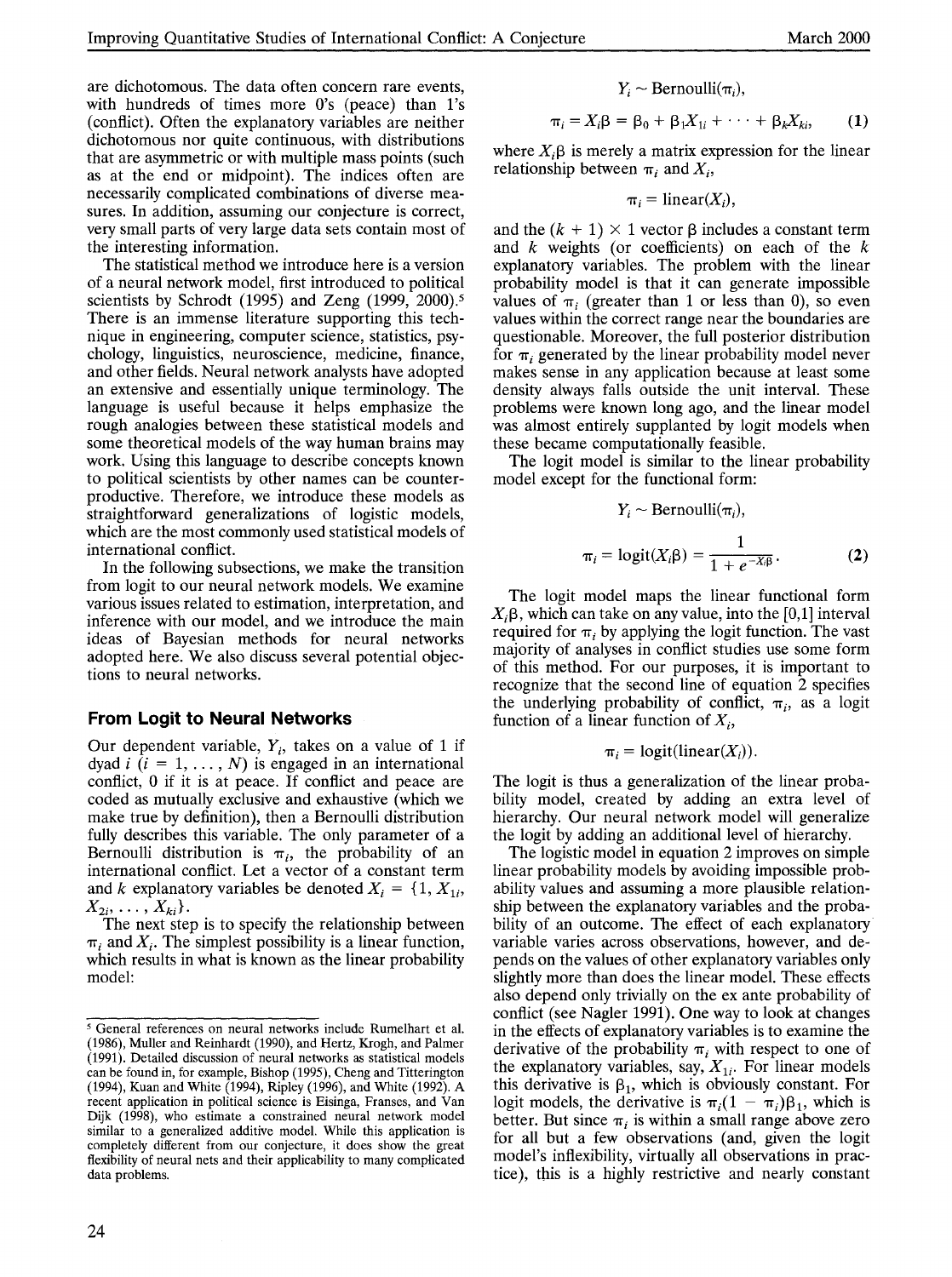are dichotomous. The data often concern rare events, with hundreds of times more 0's (peace) than 1's (conflict). Often the explanatory variables are neither dichotomous nor quite continuous, with distributions that are asymmetric or with multiple mass points (such as at the end or midpoint). The indices often are necessarily complicated combinations of diverse measures. In addition, assuming our conjecture is correct, very small parts of very large data sets contain most of the interesting information.

The statistical method we introduce here is a version of a neural network model, first introduced to political scientists by Schrodt (1995) and Zeng (1999, 2000).[5] There is an immense literature supporting this technique in engineering, computer science, statistics, psychology, linguistics, neuroscience, medicine, finance, and other fields. Neural network analysts have adopted an extensive and essentially unique terminology. The language is useful because it helps emphasize the rough analogies between these statistical models and some theoretical models of the way human brains may work. Using this language to describe concepts known to political scientists by other names can be counterproductive. Therefore, we introduce these models as straightforward generalizations of logistic models, which are the most commonly used statistical models of international conflict.

In the following subsections, we make the transition from logit to our neural network models. We examine various issues related to estimation, interpretation, and inference with our model, and we introduce the main ideas of Bayesian methods for neural networks adopted here. We also discuss several potential objections to neural networks.

## From Logit to Neural Networks

Our dependent variable, $Y_i$, takes on a value of 1 if dyad $i$ ($i = 1, \ldots, N$) is engaged in an international conflict, 0 if it is at peace. If conflict and peace are coded as mutually exclusive and exhaustive (which we make true by definition), then a Bernoulli distribution fully describes this variable. The only parameter of a Bernoulli distribution is $\pi_i$, the probability of an international conflict. Let a vector of a constant term and $k$ explanatory variables be denoted $X_i = \{1, X_{1i}, X_{2i}, \ldots, X_{ki}\}$.

The next step is to specify the relationship between $\pi_i$ and $X_i$. The simplest possibility is a linear function, which results in what is known as the linear probability model:

$$Y_i \sim \text{Bernoulli}(\pi_i),$$

$$\pi_i = X_i\beta = \beta_0 + \beta_1 X_{1i} + \cdots + \beta_k X_{ki}, \tag{1}$$

where $X_i\beta$ is merely a matrix expression for the linear relationship between $\pi_i$ and $X_i$,

$$\pi_i = \text{linear}(X_i),$$

and the $(k+1) \times 1$ vector $\beta$ includes a constant term and $k$ weights (or coefficients) on each of the $k$ explanatory variables. The problem with the linear probability model is that it can generate impossible values of $\pi_i$ (greater than 1 or less than 0), so even values within the correct range near the boundaries are questionable. Moreover, the full posterior distribution for $\pi_i$ generated by the linear probability model never makes sense in any application because at least some density always falls outside the unit interval. These problems were known long ago, and the linear model was almost entirely supplanted by logit models when these became computationally feasible.

The logit model is similar to the linear probability model except for the functional form:

$$Y_i \sim \text{Bernoulli}(\pi_i),$$

$$\pi_i = \text{logit}(X_i\beta) = \frac{1}{1 + e^{-X_i\beta}}. \tag{2}$$

The logit model maps the linear functional form $X_i\beta$, which can take on any value, into the [0,1] interval required for $\pi_i$ by applying the logit function. The vast majority of analyses in conflict studies use some form of this method. For our purposes, it is important to recognize that the second line of equation 2 specifies the underlying probability of conflict, $\pi_i$, as a logit function of a linear function of $X_i$,

$$\pi_i = \text{logit}(\text{linear}(X_i)).$$

The logit is thus a generalization of the linear probability model, created by adding an extra level of hierarchy. Our neural network model will generalize the logit by adding an additional level of hierarchy.

The logistic model in equation 2 improves on simple linear probability models by avoiding impossible probability values and assuming a more plausible relationship between the explanatory variables and the probability of an outcome. The effect of each explanatory variable varies across observations, however, and depends on the values of other explanatory variables only slightly more than does the linear model. These effects also depend only trivially on the ex ante probability of conflict (see Nagler 1991). One way to look at changes in the effects of explanatory variables is to examine the derivative of the probability $\pi_i$ with respect to one of the explanatory variables, say, $X_{1i}$. For linear models this derivative is $\beta_1$, which is obviously constant. For logit models, the derivative is $\pi_i(1 - \pi_i)\beta_1$, which is better. But since $\pi_i$ is within a small range above zero for all but a few observations (and, given the logit model's inflexibility, virtually all observations in practice), this is a highly restrictive and nearly constant

[5] General references on neural networks include Rumelhart et al. (1986), Muller and Reinhardt (1990), and Hertz, Krogh, and Palmer (1991). Detailed discussion of neural networks as statistical models can be found in, for example, Bishop (1995), Cheng and Titterington (1994), Kuan and White (1994), Ripley (1996), and White (1992). A recent application in political science is Eisinga, Franses, and Van Dijk (1998), who estimate a constrained neural network model similar to a generalized additive model. While this application is completely different from our conjecture, it does show the great flexibility of neural nets and their applicability to many complicated data problems.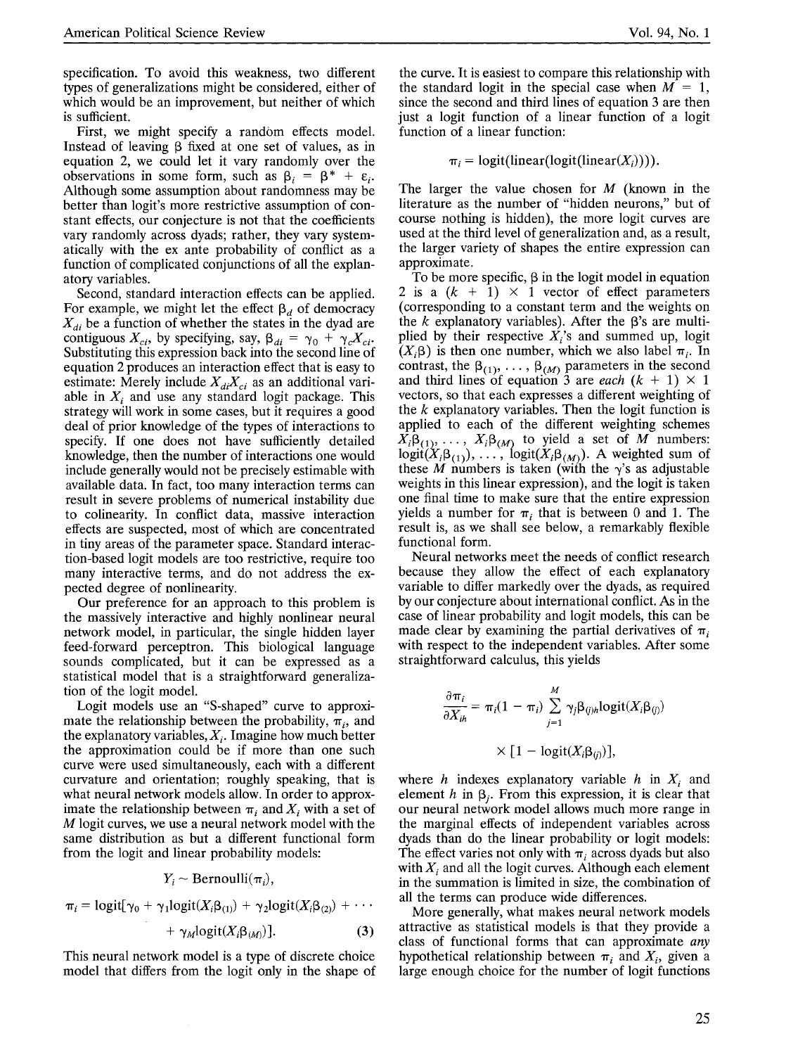specification. To avoid this weakness, two different types of generalizations might be considered, either of which would be an improvement, but neither of which is sufficient.

First, we might specify a random effects model. Instead of leaving $\beta$ fixed at one set of values, as in equation 2, we could let it vary randomly over the observations in some form, such as $\beta_i = \beta^* + \varepsilon_i$. Although some assumption about randomness may be better than logit's more restrictive assumption of constant effects, our conjecture is not that the coefficients vary randomly across dyads; rather, they vary systematically with the ex ante probability of conflict as a function of complicated conjunctions of all the explanatory variables.

Second, standard interaction effects can be applied. For example, we might let the effect $\beta_d$ of democracy $X_{di}$ be a function of whether the states in the dyad are contiguous $X_{ci}$, by specifying, say, $\beta_{di} = \gamma_0 + \gamma_c X_{ci}$. Substituting this expression back into the second line of equation 2 produces an interaction effect that is easy to estimate: Merely include $X_{di}X_{ci}$ as an additional variable in $X_i$ and use any standard logit package. This strategy will work in some cases, but it requires a good deal of prior knowledge of the types of interactions to specify. If one does not have sufficiently detailed knowledge, then the number of interactions one would include generally would not be precisely estimable with available data. In fact, too many interaction terms can result in severe problems of numerical instability due to colinearity. In conflict data, massive interaction effects are suspected, most of which are concentrated in tiny areas of the parameter space. Standard interaction-based logit models are too restrictive, require too many interactive terms, and do not address the expected degree of nonlinearity.

Our preference for an approach to this problem is the massively interactive and highly nonlinear neural network model, in particular, the single hidden layer feed-forward perceptron. This biological language sounds complicated, but it can be expressed as a statistical model that is a straightforward generalization of the logit model.

Logit models use an "S-shaped" curve to approximate the relationship between the probability, $\pi_i$, and the explanatory variables, $X_i$. Imagine how much better the approximation could be if more than one such curve were used simultaneously, each with a different curvature and orientation; roughly speaking, that is what neural network models allow. In order to approximate the relationship between $\pi_i$ and $X_i$ with a set of $M$ logit curves, we use a neural network model with the same distribution as but a different functional form from the logit and linear probability models:

$$Y_i \sim \text{Bernoulli}(\pi_i),$$

$$\pi_i = \text{logit}[\gamma_0 + \gamma_1\text{logit}(X_i\beta_{(1)}) + \gamma_2\text{logit}(X_i\beta_{(2)}) + \cdots + \gamma_M\text{logit}(X_i\beta_{(M)})]. \quad (3)$$

This neural network model is a type of discrete choice model that differs from the logit only in the shape of the curve. It is easiest to compare this relationship with the standard logit in the special case when $M = 1$, since the second and third lines of equation 3 are then just a logit function of a linear function of a logit function of a linear function:

$$\pi_i = \text{logit}(\text{linear}(\text{logit}(\text{linear}(X_i)))).$$

The larger the value chosen for $M$ (known in the literature as the number of "hidden neurons," but of course nothing is hidden), the more logit curves are used at the third level of generalization and, as a result, the larger variety of shapes the entire expression can approximate.

To be more specific, $\beta$ in the logit model in equation 2 is a $(k + 1) \times 1$ vector of effect parameters (corresponding to a constant term and the weights on the $k$ explanatory variables). After the $\beta$'s are multiplied by their respective $X_i$'s and summed up, logit $(X_i\beta)$ is then one number, which we also label $\pi_i$. In contrast, the $\beta_{(1)}, \ldots, \beta_{(M)}$ parameters in the second and third lines of equation 3 are *each* $(k + 1) \times 1$ vectors, so that each expresses a different weighting of the $k$ explanatory variables. Then the logit function is applied to each of the different weighting schemes $X_i\beta_{(1)}, \ldots, X_i\beta_{(M)}$ to yield a set of $M$ numbers: $\text{logit}(X_i\beta_{(1)}), \ldots, \text{logit}(X_i\beta_{(M)})$. A weighted sum of these $M$ numbers is taken (with the $\gamma$'s as adjustable weights in this linear expression), and the logit is taken one final time to make sure that the entire expression yields a number for $\pi_i$ that is between 0 and 1. The result is, as we shall see below, a remarkably flexible functional form.

Neural networks meet the needs of conflict research because they allow the effect of each explanatory variable to differ markedly over the dyads, as required by our conjecture about international conflict. As in the case of linear probability and logit models, this can be made clear by examining the partial derivatives of $\pi_i$ with respect to the independent variables. After some straightforward calculus, this yields

$$\frac{\partial \pi_i}{\partial X_{ih}} = \pi_i(1 - \pi_i) \sum_{j=1}^{M} \gamma_j \beta_{(j)h} \text{logit}(X_i\beta_{(j)}) \times [1 - \text{logit}(X_i\beta_{(j)})],$$

where $h$ indexes explanatory variable $h$ in $X_i$ and element $h$ in $\beta_j$. From this expression, it is clear that our neural network model allows much more range in the marginal effects of independent variables across dyads than do the linear probability or logit models: The effect varies not only with $\pi_i$ across dyads but also with $X_i$ and all the logit curves. Although each element in the summation is limited in size, the combination of all the terms can produce wide differences.

More generally, what makes neural network models attractive as statistical models is that they provide a class of functional forms that can approximate *any* hypothetical relationship between $\pi_i$ and $X_i$, given a large enough choice for the number of logit functions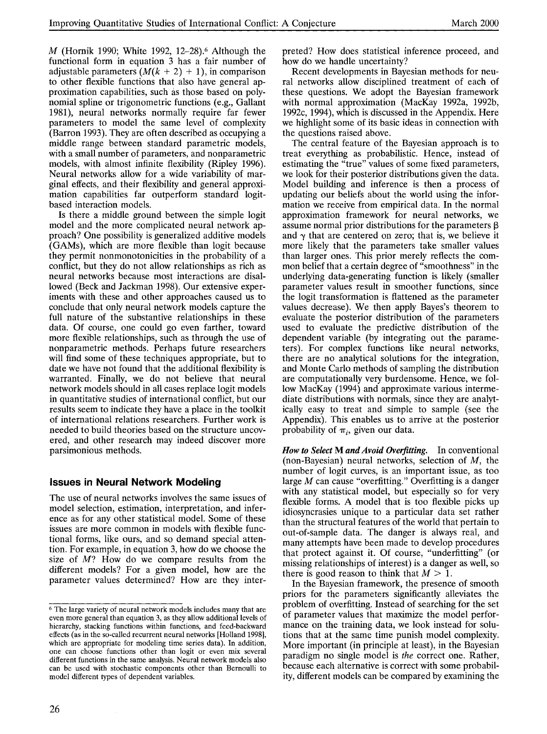$M$ (Hornik 1990; White 1992, 12–28).[6] Although the functional form in equation 3 has a fair number of adjustable parameters ($M(k + 2) + 1$), in comparison to other flexible functions that also have general approximation capabilities, such as those based on polynomial spline or trigonometric functions (e.g., Gallant 1981), neural networks normally require far fewer parameters to model the same level of complexity (Barron 1993). They are often described as occupying a middle range between standard parametric models, with a small number of parameters, and nonparametric models, with almost infinite flexibility (Ripley 1996). Neural networks allow for a wide variability of marginal effects, and their flexibility and general approximation capabilities far outperform standard logit-based interaction models.

Is there a middle ground between the simple logit model and the more complicated neural network approach? One possibility is generalized additive models (GAMs), which are more flexible than logit because they permit nonmonotonicities in the probability of a conflict, but they do not allow relationships as rich as neural networks because most interactions are disallowed (Beck and Jackman 1998). Our extensive experiments with these and other approaches caused us to conclude that only neural network models capture the full nature of the substantive relationships in these data. Of course, one could go even farther, toward more flexible relationships, such as through the use of nonparametric methods. Perhaps future researchers will find some of these techniques appropriate, but to date we have not found that the additional flexibility is warranted. Finally, we do not believe that neural network models should in all cases replace logit models in quantitative studies of international conflict, but our results seem to indicate they have a place in the toolkit of international relations researchers. Further work is needed to build theories based on the structure uncovered, and other research may indeed discover more parsimonious methods.

## Issues in Neural Network Modeling

The use of neural networks involves the same issues of model selection, estimation, interpretation, and inference as for any other statistical model. Some of these issues are more common in models with flexible functional forms, like ours, and so demand special attention. For example, in equation 3, how do we choose the size of $M$? How do we compare results from the different models? For a given model, how are the parameter values determined? How are they interpreted? How does statistical inference proceed, and how do we handle uncertainty?

Recent developments in Bayesian methods for neural networks allow disciplined treatment of each of these questions. We adopt the Bayesian framework with normal approximation (MacKay 1992a, 1992b, 1992c, 1994), which is discussed in the Appendix. Here we highlight some of its basic ideas in connection with the questions raised above.

The central feature of the Bayesian approach is to treat everything as probabilistic. Hence, instead of estimating the "true" values of some fixed parameters, we look for their posterior distributions given the data. Model building and inference is then a process of updating our beliefs about the world using the information we receive from empirical data. In the normal approximation framework for neural networks, we assume normal prior distributions for the parameters $\beta$ and $\gamma$ that are centered on zero; that is, we believe it more likely that the parameters take smaller values than larger ones. This prior merely reflects the common belief that a certain degree of "smoothness" in the underlying data-generating function is likely (smaller parameter values result in smoother functions, since the logit transformation is flattened as the parameter values decrease). We then apply Bayes's theorem to evaluate the posterior distribution of the parameters used to evaluate the predictive distribution of the dependent variable (by integrating out the parameters). For complex functions like neural networks, there are no analytical solutions for the integration, and Monte Carlo methods of sampling the distribution are computationally very burdensome. Hence, we follow MacKay (1994) and approximate various intermediate distributions with normals, since they are analytically easy to treat and simple to sample (see the Appendix). This enables us to arrive at the posterior probability of $\pi_i$, given our data.

***How to Select* M *and Avoid Overfitting.*** In conventional (non-Bayesian) neural networks, selection of $M$, the number of logit curves, is an important issue, as too large $M$ can cause "overfitting." Overfitting is a danger with any statistical model, but especially so for very flexible forms. A model that is too flexible picks up idiosyncrasies unique to a particular data set rather than the structural features of the world that pertain to out-of-sample data. The danger is always real, and many attempts have been made to develop procedures that protect against it. Of course, "underfitting" (or missing relationships of interest) is a danger as well, so there is good reason to think that $M > 1$.

In the Bayesian framework, the presence of smooth priors for the parameters significantly alleviates the problem of overfitting. Instead of searching for the set of parameter values that maximize the model performance on the training data, we look instead for solutions that at the same time punish model complexity. More important (in principle at least), in the Bayesian paradigm no single model is *the* correct one. Rather, because each alternative is correct with some probability, different models can be compared by examining the

[6] The large variety of neural network models includes many that are even more general than equation 3, as they allow additional levels of hierarchy, stacking functions within functions, and feed-backward effects (as in the so-called recurrent neural networks [Holland 1998], which are appropriate for modeling time series data). In addition, one can choose functions other than logit or even mix several different functions in the same analysis. Neural network models also can be used with stochastic components other than Bernoulli to model different types of dependent variables.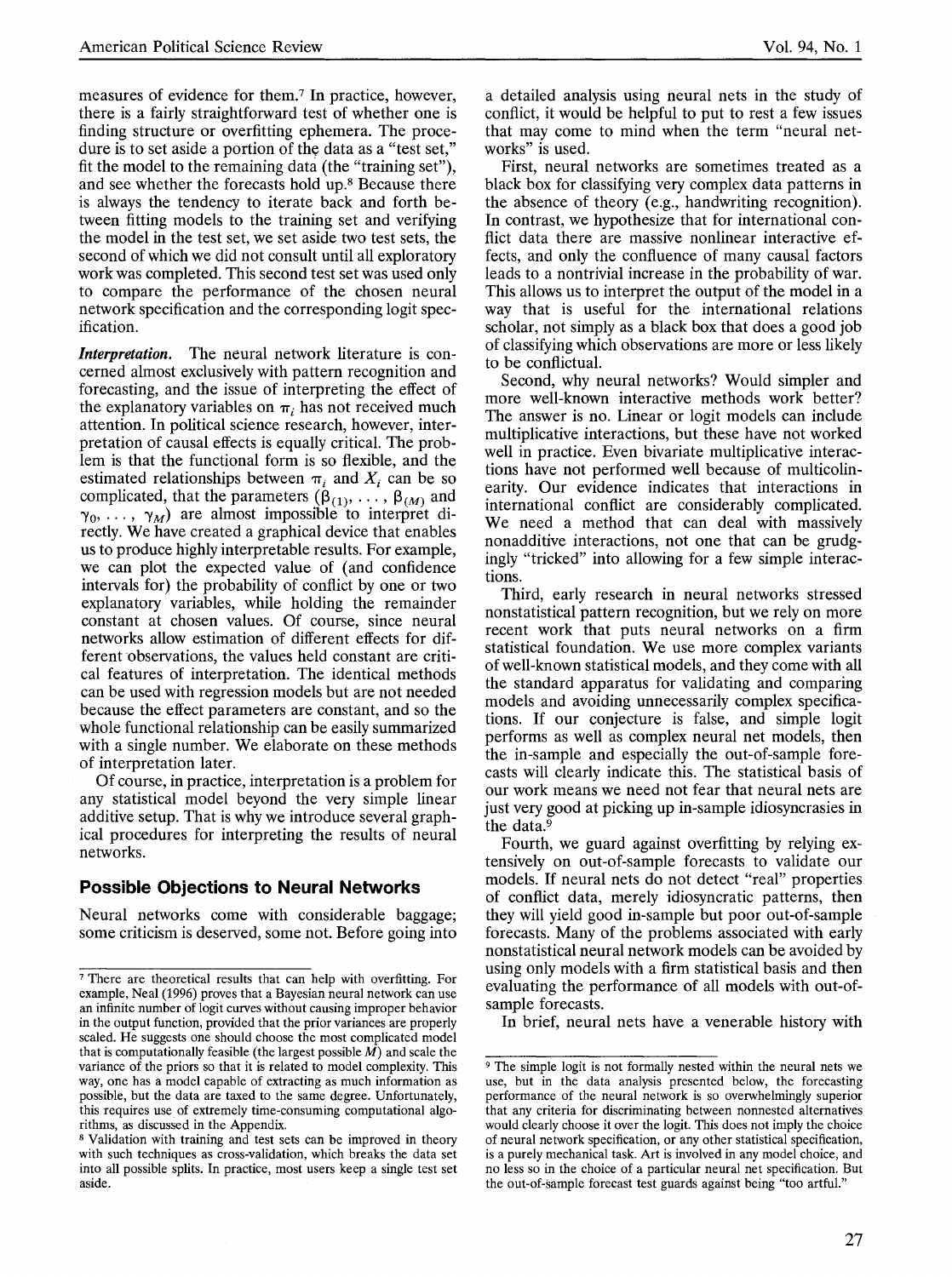measures of evidence for them.[7] In practice, however, there is a fairly straightforward test of whether one is finding structure or overfitting ephemera. The procedure is to set aside a portion of the data as a "test set," fit the model to the remaining data (the "training set"), and see whether the forecasts hold up.[8] Because there is always the tendency to iterate back and forth between fitting models to the training set and verifying the model in the test set, we set aside two test sets, the second of which we did not consult until all exploratory work was completed. This second test set was used only to compare the performance of the chosen neural network specification and the corresponding logit specification.

*Interpretation.* The neural network literature is concerned almost exclusively with pattern recognition and forecasting, and the issue of interpreting the effect of the explanatory variables on $\pi_i$ has not received much attention. In political science research, however, interpretation of causal effects is equally critical. The problem is that the functional form is so flexible, and the estimated relationships between $\pi_i$ and $X_i$ can be so complicated, that the parameters ($\beta_{(1)}, \ldots, \beta_{(M)}$ and $\gamma_0, \ldots, \gamma_M$) are almost impossible to interpret directly. We have created a graphical device that enables us to produce highly interpretable results. For example, we can plot the expected value of (and confidence intervals for) the probability of conflict by one or two explanatory variables, while holding the remainder constant at chosen values. Of course, since neural networks allow estimation of different effects for different observations, the values held constant are critical features of interpretation. The identical methods can be used with regression models but are not needed because the effect parameters are constant, and so the whole functional relationship can be easily summarized with a single number. We elaborate on these methods of interpretation later.

Of course, in practice, interpretation is a problem for any statistical model beyond the very simple linear additive setup. That is why we introduce several graphical procedures for interpreting the results of neural networks.

## Possible Objections to Neural Networks

Neural networks come with considerable baggage; some criticism is deserved, some not. Before going into a detailed analysis using neural nets in the study of conflict, it would be helpful to put to rest a few issues that may come to mind when the term "neural networks" is used.

First, neural networks are sometimes treated as a black box for classifying very complex data patterns in the absence of theory (e.g., handwriting recognition). In contrast, we hypothesize that for international conflict data there are massive nonlinear interactive effects, and only the confluence of many causal factors leads to a nontrivial increase in the probability of war. This allows us to interpret the output of the model in a way that is useful for the international relations scholar, not simply as a black box that does a good job of classifying which observations are more or less likely to be conflictual.

Second, why neural networks? Would simpler and more well-known interactive methods work better? The answer is no. Linear or logit models can include multiplicative interactions, but these have not worked well in practice. Even bivariate multiplicative interactions have not performed well because of multicolinearity. Our evidence indicates that interactions in international conflict are considerably complicated. We need a method that can deal with massively nonadditive interactions, not one that can be grudgingly "tricked" into allowing for a few simple interactions.

Third, early research in neural networks stressed nonstatistical pattern recognition, but we rely on more recent work that puts neural networks on a firm statistical foundation. We use more complex variants of well-known statistical models, and they come with all the standard apparatus for validating and comparing models and avoiding unnecessarily complex specifications. If our conjecture is false, and simple logit performs as well as complex neural net models, then the in-sample and especially the out-of-sample forecasts will clearly indicate this. The statistical basis of our work means we need not fear that neural nets are just very good at picking up in-sample idiosyncrasies in the data.[9]

Fourth, we guard against overfitting by relying extensively on out-of-sample forecasts to validate our models. If neural nets do not detect "real" properties of conflict data, merely idiosyncratic patterns, then they will yield good in-sample but poor out-of-sample forecasts. Many of the problems associated with early nonstatistical neural network models can be avoided by using only models with a firm statistical basis and then evaluating the performance of all models with out-of-sample forecasts.

In brief, neural nets have a venerable history with

---

[7] There are theoretical results that can help with overfitting. For example, Neal (1996) proves that a Bayesian neural network can use an infinite number of logit curves without causing improper behavior in the output function, provided that the prior variances are properly scaled. He suggests one should choose the most complicated model that is computationally feasible (the largest possible $M$) and scale the variance of the priors so that it is related to model complexity. This way, one has a model capable of extracting as much information as possible, but the data are taxed to the same degree. Unfortunately, this requires use of extremely time-consuming computational algorithms, as discussed in the Appendix.

[8] Validation with training and test sets can be improved in theory with such techniques as cross-validation, which breaks the data set into all possible splits. In practice, most users keep a single test set aside.

[9] The simple logit is not formally nested within the neural nets we use, but in the data analysis presented below, the forecasting performance of the neural network is so overwhelmingly superior that any criteria for discriminating between nonnested alternatives would clearly choose it over the logit. This does not imply the choice of neural network specification, or any other statistical specification, is a purely mechanical task. Art is involved in any model choice, and no less so in the choice of a particular neural net specification. But the out-of-sample forecast test guards against being "too artful."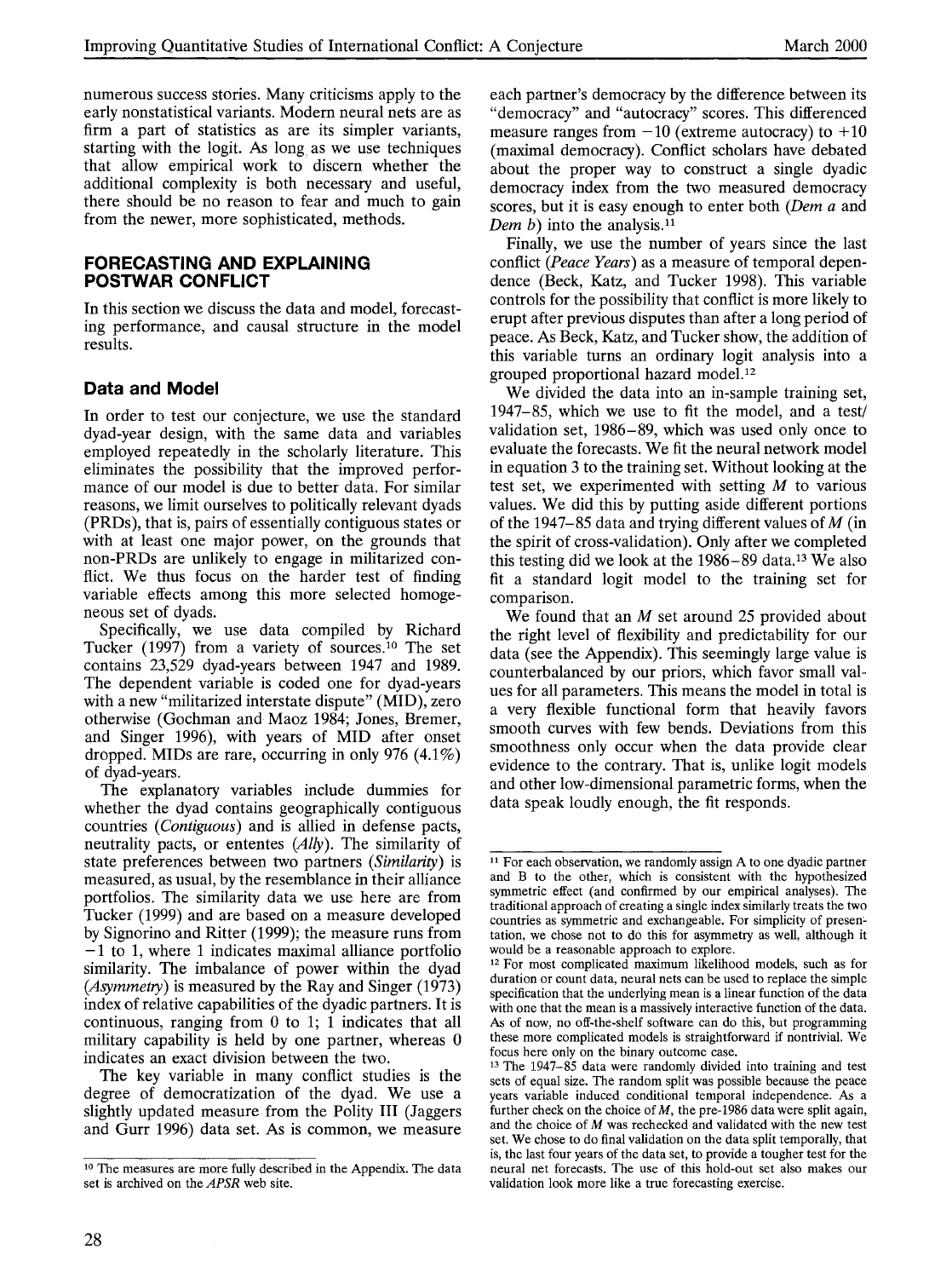numerous success stories. Many criticisms apply to the early nonstatistical variants. Modern neural nets are as firm a part of statistics as are its simpler variants, starting with the logit. As long as we use techniques that allow empirical work to discern whether the additional complexity is both necessary and useful, there should be no reason to fear and much to gain from the newer, more sophisticated, methods.

## FORECASTING AND EXPLAINING POSTWAR CONFLICT

In this section we discuss the data and model, forecasting performance, and causal structure in the model results.

### Data and Model

In order to test our conjecture, we use the standard dyad-year design, with the same data and variables employed repeatedly in the scholarly literature. This eliminates the possibility that the improved performance of our model is due to better data. For similar reasons, we limit ourselves to politically relevant dyads (PRDs), that is, pairs of essentially contiguous states or with at least one major power, on the grounds that non-PRDs are unlikely to engage in militarized conflict. We thus focus on the harder test of finding variable effects among this more selected homogeneous set of dyads.

Specifically, we use data compiled by Richard Tucker (1997) from a variety of sources.[10] The set contains 23,529 dyad-years between 1947 and 1989. The dependent variable is coded one for dyad-years with a new "militarized interstate dispute" (MID), zero otherwise (Gochman and Maoz 1984; Jones, Bremer, and Singer 1996), with years of MID after onset dropped. MIDs are rare, occurring in only 976 (4.1%) of dyad-years.

The explanatory variables include dummies for whether the dyad contains geographically contiguous countries (*Contiguous*) and is allied in defense pacts, neutrality pacts, or ententes (*Ally*). The similarity of state preferences between two partners (*Similarity*) is measured, as usual, by the resemblance in their alliance portfolios. The similarity data we use here are from Tucker (1999) and are based on a measure developed by Signorino and Ritter (1999); the measure runs from $-1$ to 1, where 1 indicates maximal alliance portfolio similarity. The imbalance of power within the dyad (*Asymmetry*) is measured by the Ray and Singer (1973) index of relative capabilities of the dyadic partners. It is continuous, ranging from 0 to 1; 1 indicates that all military capability is held by one partner, whereas 0 indicates an exact division between the two.

The key variable in many conflict studies is the degree of democratization of the dyad. We use a slightly updated measure from the Polity III (Jaggers and Gurr 1996) data set. As is common, we measure each partner's democracy by the difference between its "democracy" and "autocracy" scores. This differenced measure ranges from $-10$ (extreme autocracy) to $+10$ (maximal democracy). Conflict scholars have debated about the proper way to construct a single dyadic democracy index from the two measured democracy scores, but it is easy enough to enter both (*Dem a* and *Dem b*) into the analysis.[11]

Finally, we use the number of years since the last conflict (*Peace Years*) as a measure of temporal dependence (Beck, Katz, and Tucker 1998). This variable controls for the possibility that conflict is more likely to erupt after previous disputes than after a long period of peace. As Beck, Katz, and Tucker show, the addition of this variable turns an ordinary logit analysis into a grouped proportional hazard model.[12]

We divided the data into an in-sample training set, 1947–85, which we use to fit the model, and a test/validation set, 1986–89, which was used only once to evaluate the forecasts. We fit the neural network model in equation 3 to the training set. Without looking at the test set, we experimented with setting $M$ to various values. We did this by putting aside different portions of the 1947–85 data and trying different values of $M$ (in the spirit of cross-validation). Only after we completed this testing did we look at the 1986–89 data.[13] We also fit a standard logit model to the training set for comparison.

We found that an $M$ set around 25 provided about the right level of flexibility and predictability for our data (see the Appendix). This seemingly large value is counterbalanced by our priors, which favor small values for all parameters. This means the model in total is a very flexible functional form that heavily favors smooth curves with few bends. Deviations from this smoothness only occur when the data provide clear evidence to the contrary. That is, unlike logit models and other low-dimensional parametric forms, when the data speak loudly enough, the fit responds.

---

[10] The measures are more fully described in the Appendix. The data set is archived on the *APSR* web site.

[11] For each observation, we randomly assign A to one dyadic partner and B to the other, which is consistent with the hypothesized symmetric effect (and confirmed by our empirical analyses). The traditional approach of creating a single index similarly treats the two countries as symmetric and exchangeable. For simplicity of presentation, we chose not to do this for asymmetry as well, although it would be a reasonable approach to explore.

[12] For most complicated maximum likelihood models, such as for duration or count data, neural nets can be used to replace the simple specification that the underlying mean is a linear function of the data with one that the mean is a massively interactive function of the data. As of now, no off-the-shelf software can do this, but programming these more complicated models is straightforward if nontrivial. We focus here only on the binary outcome case.

[13] The 1947–85 data were randomly divided into training and test sets of equal size. The random split was possible because the peace years variable induced conditional temporal independence. As a further check on the choice of $M$, the pre-1986 data were split again, and the choice of $M$ was rechecked and validated with the new test set. We chose to do final validation on the data split temporally, that is, the last four years of the data set, to provide a tougher test for the neural net forecasts. The use of this hold-out set also makes our validation look more like a true forecasting exercise.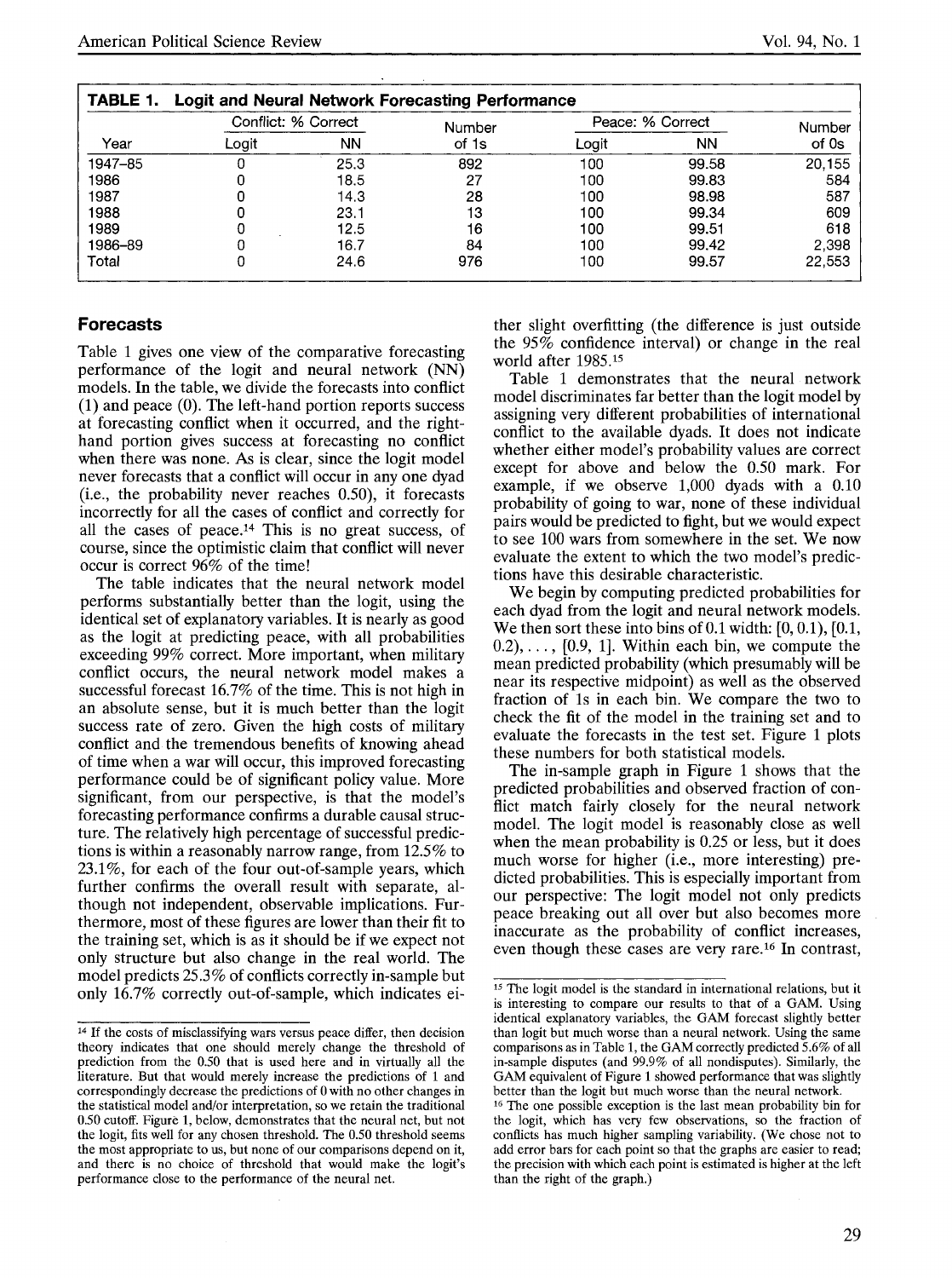**TABLE 1. Logit and Neural Network Forecasting Performance**

| Year | Conflict: % Correct | | Number of 1s | Peace: % Correct | | Number of 0s |
|---|---|---|---|---|---|---|
| | Logit | NN | | Logit | NN | |
| 1947–85 | 0 | 25.3 | 892 | 100 | 99.58 | 20,155 |
| 1986 | 0 | 18.5 | 27 | 100 | 99.83 | 584 |
| 1987 | 0 | 14.3 | 28 | 100 | 98.98 | 587 |
| 1988 | 0 | 23.1 | 13 | 100 | 99.34 | 609 |
| 1989 | 0 | 12.5 | 16 | 100 | 99.51 | 618 |
| 1986–89 | 0 | 16.7 | 84 | 100 | 99.42 | 2,398 |
| Total | 0 | 24.6 | 976 | 100 | 99.57 | 22,553 |

## Forecasts

Table 1 gives one view of the comparative forecasting performance of the logit and neural network (NN) models. In the table, we divide the forecasts into conflict (1) and peace (0). The left-hand portion reports success at forecasting conflict when it occurred, and the right-hand portion gives success at forecasting no conflict when there was none. As is clear, since the logit model never forecasts that a conflict will occur in any one dyad (i.e., the probability never reaches 0.50), it forecasts incorrectly for all the cases of conflict and correctly for all the cases of peace.[14] This is no great success, of course, since the optimistic claim that conflict will never occur is correct 96% of the time!

The table indicates that the neural network model performs substantially better than the logit, using the identical set of explanatory variables. It is nearly as good as the logit at predicting peace, with all probabilities exceeding 99% correct. More important, when military conflict occurs, the neural network model makes a successful forecast 16.7% of the time. This is not high in an absolute sense, but it is much better than the logit success rate of zero. Given the high costs of military conflict and the tremendous benefits of knowing ahead of time when a war will occur, this improved forecasting performance could be of significant policy value. More significant, from our perspective, is that the model's forecasting performance confirms a durable causal structure. The relatively high percentage of successful predictions is within a reasonably narrow range, from 12.5% to 23.1%, for each of the four out-of-sample years, which further confirms the overall result with separate, although not independent, observable implications. Furthermore, most of these figures are lower than their fit to the training set, which is as it should be if we expect not only structure but also change in the real world. The model predicts 25.3% of conflicts correctly in-sample but only 16.7% correctly out-of-sample, which indicates either slight overfitting (the difference is just outside the 95% confidence interval) or change in the real world after 1985.[15]

Table 1 demonstrates that the neural network model discriminates far better than the logit model by assigning very different probabilities of international conflict to the available dyads. It does not indicate whether either model's probability values are correct except for above and below the 0.50 mark. For example, if we observe 1,000 dyads with a 0.10 probability of going to war, none of these individual pairs would be predicted to fight, but we would expect to see 100 wars from somewhere in the set. We now evaluate the extent to which the two model's predictions have this desirable characteristic.

We begin by computing predicted probabilities for each dyad from the logit and neural network models. We then sort these into bins of 0.1 width: [0, 0.1), [0.1, 0.2), . . . , [0.9, 1]. Within each bin, we compute the mean predicted probability (which presumably will be near its respective midpoint) as well as the observed fraction of 1s in each bin. We compare the two to check the fit of the model in the training set and to evaluate the forecasts in the test set. Figure 1 plots these numbers for both statistical models.

The in-sample graph in Figure 1 shows that the predicted probabilities and observed fraction of conflict match fairly closely for the neural network model. The logit model is reasonably close as well when the mean probability is 0.25 or less, but it does much worse for higher (i.e., more interesting) predicted probabilities. This is especially important from our perspective: The logit model not only predicts peace breaking out all over but also becomes more inaccurate as the probability of conflict increases, even though these cases are very rare.[16] In contrast,

---

[14] If the costs of misclassifying wars versus peace differ, then decision theory indicates that one should merely change the threshold of prediction from the 0.50 that is used here and in virtually all the literature. But that would merely increase the predictions of 1 and correspondingly decrease the predictions of 0 with no other changes in the statistical model and/or interpretation, so we retain the traditional 0.50 cutoff. Figure 1, below, demonstrates that the neural net, but not the logit, fits well for any chosen threshold. The 0.50 threshold seems the most appropriate to us, but none of our comparisons depend on it, and there is no choice of threshold that would make the logit's performance close to the performance of the neural net.

[15] The logit model is the standard in international relations, but it is interesting to compare our results to that of a GAM. Using identical explanatory variables, the GAM forecast slightly better than logit but much worse than a neural network. Using the same comparisons as in Table 1, the GAM correctly predicted 5.6% of all in-sample disputes (and 99.9% of all nondisputes). Similarly, the GAM equivalent of Figure 1 showed performance that was slightly better than the logit but much worse than the neural network.

[16] The one possible exception is the last mean probability bin for the logit, which has very few observations, so the fraction of conflicts has much higher sampling variability. (We chose not to add error bars for each point so that the graphs are easier to read; the precision with which each point is estimated is higher at the left than the right of the graph.)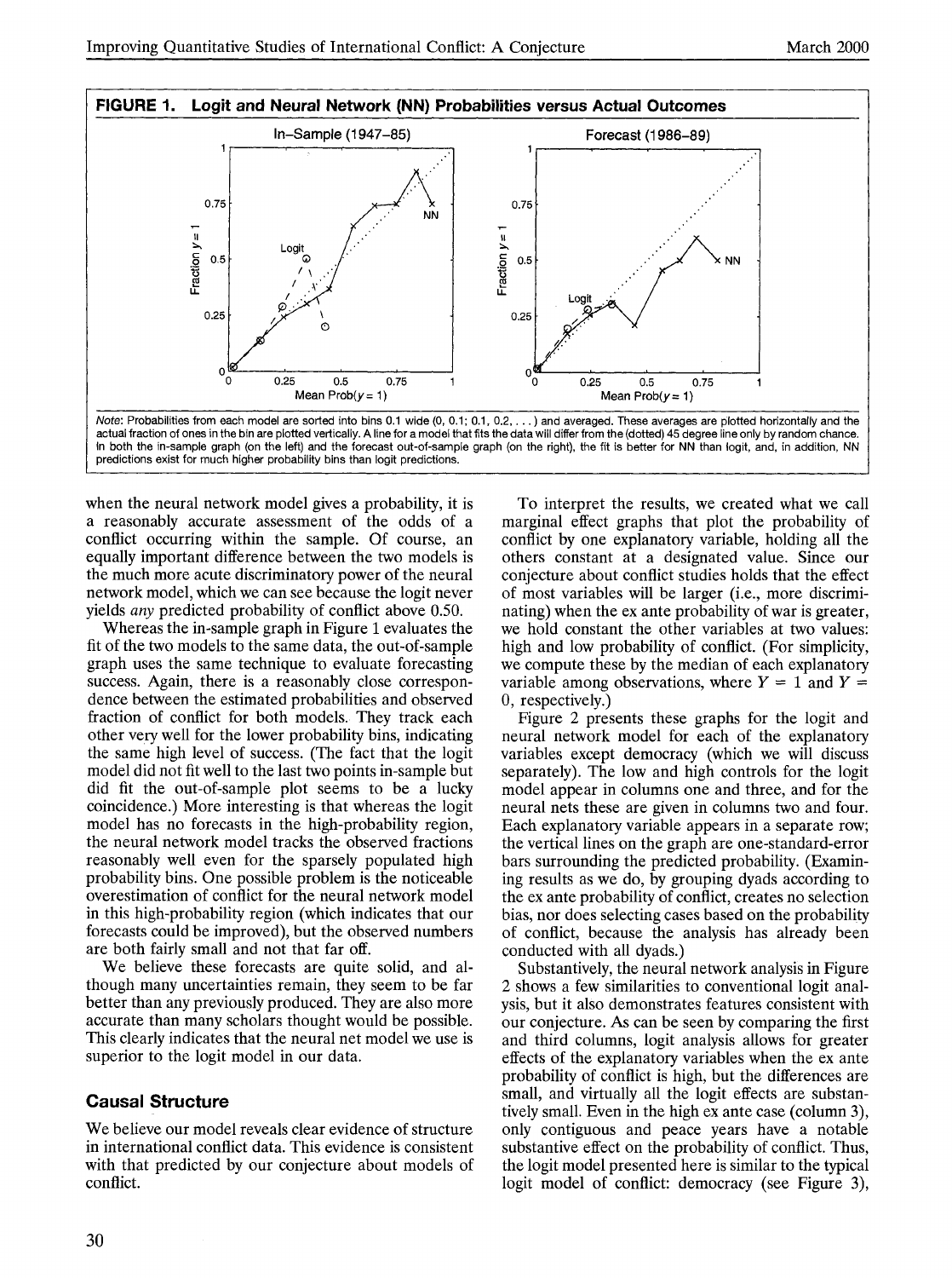**FIGURE 1. Logit and Neural Network (NN) Probabilities versus Actual Outcomes**

In-Sample (1947–85)

Forecast (1986–89)

Fraction $y = 1$

Mean Prob($y = 1$)

Logit

NN

0 0.25 0.5 0.75 1

*Note*: Probabilities from each model are sorted into bins 0.1 wide (0, 0.1; 0.1, 0.2, . . .) and averaged. These averages are plotted horizontally and the actual fraction of ones in the bin are plotted vertically. A line for a model that fits the data will differ from the (dotted) 45 degree line only by random chance. In both the in-sample graph (on the left) and the forecast out-of-sample graph (on the right), the fit is better for NN than logit, and, in addition, NN predictions exist for much higher probability bins than logit predictions.

when the neural network model gives a probability, it is a reasonably accurate assessment of the odds of a conflict occurring within the sample. Of course, an equally important difference between the two models is the much more acute discriminatory power of the neural network model, which we can see because the logit never yields *any* predicted probability of conflict above 0.50.

Whereas the in-sample graph in Figure 1 evaluates the fit of the two models to the same data, the out-of-sample graph uses the same technique to evaluate forecasting success. Again, there is a reasonably close correspondence between the estimated probabilities and observed fraction of conflict for both models. They track each other very well for the lower probability bins, indicating the same high level of success. (The fact that the logit model did not fit well to the last two points in-sample but did fit the out-of-sample plot seems to be a lucky coincidence.) More interesting is that whereas the logit model has no forecasts in the high-probability region, the neural network model tracks the observed fractions reasonably well even for the sparsely populated high probability bins. One possible problem is the noticeable overestimation of conflict for the neural network model in this high-probability region (which indicates that our forecasts could be improved), but the observed numbers are both fairly small and not that far off.

We believe these forecasts are quite solid, and although many uncertainties remain, they seem to be far better than any previously produced. They are also more accurate than many scholars thought would be possible. This clearly indicates that the neural net model we use is superior to the logit model in our data.

## Causal Structure

We believe our model reveals clear evidence of structure in international conflict data. This evidence is consistent with that predicted by our conjecture about models of conflict.

To interpret the results, we created what we call marginal effect graphs that plot the probability of conflict by one explanatory variable, holding all the others constant at a designated value. Since our conjecture about conflict studies holds that the effect of most variables will be larger (i.e., more discriminating) when the ex ante probability of war is greater, we hold constant the other variables at two values: high and low probability of conflict. (For simplicity, we compute these by the median of each explanatory variable among observations, where $Y = 1$ and $Y = 0$, respectively.)

Figure 2 presents these graphs for the logit and neural network model for each of the explanatory variables except democracy (which we will discuss separately). The low and high controls for the logit model appear in columns one and three, and for the neural nets these are given in columns two and four. Each explanatory variable appears in a separate row; the vertical lines on the graph are one-standard-error bars surrounding the predicted probability. (Examining results as we do, by grouping dyads according to the ex ante probability of conflict, creates no selection bias, nor does selecting cases based on the probability of conflict, because the analysis has already been conducted with all dyads.)

Substantively, the neural network analysis in Figure 2 shows a few similarities to conventional logit analysis, but it also demonstrates features consistent with our conjecture. As can be seen by comparing the first and third columns, logit analysis allows for greater effects of the explanatory variables when the ex ante probability of conflict is high, but the differences are small, and virtually all the logit effects are substantively small. Even in the high ex ante case (column 3), only contiguous and peace years have a notable substantive effect on the probability of conflict. Thus, the logit model presented here is similar to the typical logit model of conflict: democracy (see Figure 3),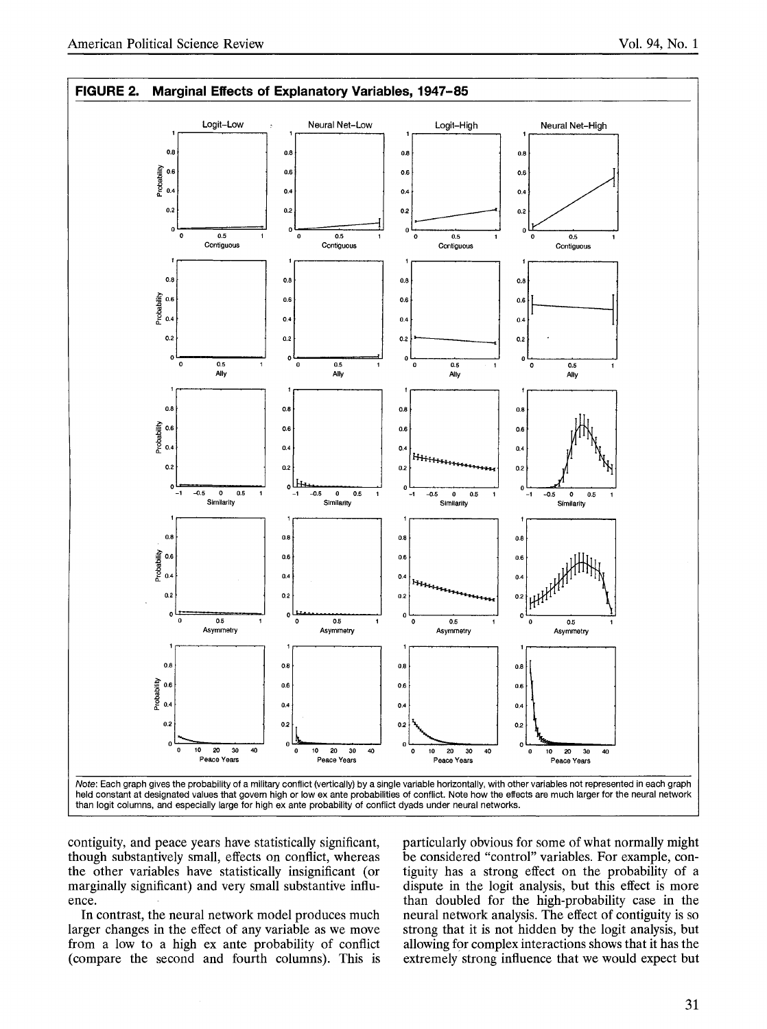**FIGURE 2. Marginal Effects of Explanatory Variables, 1947–85**

*Note:* Each graph gives the probability of a military conflict (vertically) by a single variable horizontally, with other variables not represented in each graph held constant at designated values that govern high or low ex ante probabilities of conflict. Note how the effects are much larger for the neural network than logit columns, and especially large for high ex ante probability of conflict dyads under neural networks.

contiguity, and peace years have statistically significant, though substantively small, effects on conflict, whereas the other variables have statistically insignificant (or marginally significant) and very small substantive influence.

In contrast, the neural network model produces much larger changes in the effect of any variable as we move from a low to a high ex ante probability of conflict (compare the second and fourth columns). This is particularly obvious for some of what normally might be considered "control" variables. For example, contiguity has a strong effect on the probability of a dispute in the logit analysis, but this effect is more than doubled for the high-probability case in the neural network analysis. The effect of contiguity is so strong that it is not hidden by the logit analysis, but allowing for complex interactions shows that it has the extremely strong influence that we would expect but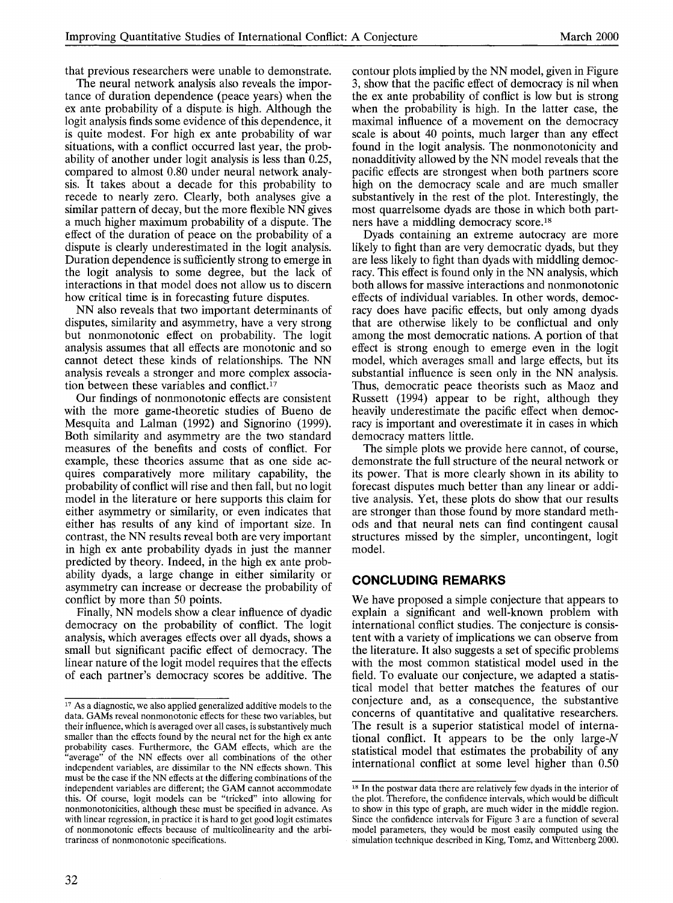that previous researchers were unable to demonstrate.

The neural network analysis also reveals the importance of duration dependence (peace years) when the ex ante probability of a dispute is high. Although the logit analysis finds some evidence of this dependence, it is quite modest. For high ex ante probability of war situations, with a conflict occurred last year, the probability of another under logit analysis is less than 0.25, compared to almost 0.80 under neural network analysis. It takes about a decade for this probability to recede to nearly zero. Clearly, both analyses give a similar pattern of decay, but the more flexible NN gives a much higher maximum probability of a dispute. The effect of the duration of peace on the probability of a dispute is clearly underestimated in the logit analysis. Duration dependence is sufficiently strong to emerge in the logit analysis to some degree, but the lack of interactions in that model does not allow us to discern how critical time is in forecasting future disputes.

NN also reveals that two important determinants of disputes, similarity and asymmetry, have a very strong but nonmonotonic effect on probability. The logit analysis assumes that all effects are monotonic and so cannot detect these kinds of relationships. The NN analysis reveals a stronger and more complex association between these variables and conflict.[17]

Our findings of nonmonotonic effects are consistent with the more game-theoretic studies of Bueno de Mesquita and Lalman (1992) and Signorino (1999). Both similarity and asymmetry are the two standard measures of the benefits and costs of conflict. For example, these theories assume that as one side acquires comparatively more military capability, the probability of conflict will rise and then fall, but no logit model in the literature or here supports this claim for either asymmetry or similarity, or even indicates that either has results of any kind of important size. In contrast, the NN results reveal both are very important in high ex ante probability dyads in just the manner predicted by theory. Indeed, in the high ex ante probability dyads, a large change in either similarity or asymmetry can increase or decrease the probability of conflict by more than 50 points.

Finally, NN models show a clear influence of dyadic democracy on the probability of conflict. The logit analysis, which averages effects over all dyads, shows a small but significant pacific effect of democracy. The linear nature of the logit model requires that the effects of each partner's democracy scores be additive. The contour plots implied by the NN model, given in Figure 3, show that the pacific effect of democracy is nil when the ex ante probability of conflict is low but is strong when the probability is high. In the latter case, the maximal influence of a movement on the democracy scale is about 40 points, much larger than any effect found in the logit analysis. The nonmonotonicity and nonadditivity allowed by the NN model reveals that the pacific effects are strongest when both partners score high on the democracy scale and are much smaller substantively in the rest of the plot. Interestingly, the most quarrelsome dyads are those in which both partners have a middling democracy score.[18]

Dyads containing an extreme autocracy are more likely to fight than are very democratic dyads, but they are less likely to fight than dyads with middling democracy. This effect is found only in the NN analysis, which both allows for massive interactions and nonmonotonic effects of individual variables. In other words, democracy does have pacific effects, but only among dyads that are otherwise likely to be conflictual and only among the most democratic nations. A portion of that effect is strong enough to emerge even in the logit model, which averages small and large effects, but its substantial influence is seen only in the NN analysis. Thus, democratic peace theorists such as Maoz and Russett (1994) appear to be right, although they heavily underestimate the pacific effect when democracy is important and overestimate it in cases in which democracy matters little.

The simple plots we provide here cannot, of course, demonstrate the full structure of the neural network or its power. That is more clearly shown in its ability to forecast disputes much better than any linear or additive analysis. Yet, these plots do show that our results are stronger than those found by more standard methods and that neural nets can find contingent causal structures missed by the simpler, uncontingent, logit model.

## CONCLUDING REMARKS

We have proposed a simple conjecture that appears to explain a significant and well-known problem with international conflict studies. The conjecture is consistent with a variety of implications we can observe from the literature. It also suggests a set of specific problems with the most common statistical model used in the field. To evaluate our conjecture, we adapted a statistical model that better matches the features of our conjecture and, as a consequence, the substantive concerns of quantitative and qualitative researchers. The result is a superior statistical model of international conflict. It appears to be the only large-$N$ statistical model that estimates the probability of any international conflict at some level higher than 0.50

[17] As a diagnostic, we also applied generalized additive models to the data. GAMs reveal nonmonotonic effects for these two variables, but their influence, which is averaged over all cases, is substantively much smaller than the effects found by the neural net for the high ex ante probability cases. Furthermore, the GAM effects, which are the "average" of the NN effects over all combinations of the other independent variables, are dissimilar to the NN effects shown. This must be the case if the NN effects at the differing combinations of the independent variables are different; the GAM cannot accommodate this. Of course, logit models can be "tricked" into allowing for nonmonotonicities, although these must be specified in advance. As with linear regression, in practice it is hard to get good logit estimates of nonmonotonic effects because of multicolinearity and the arbitrariness of nonmonotonic specifications.

[18] In the postwar data there are relatively few dyads in the interior of the plot. Therefore, the confidence intervals, which would be difficult to show in this type of graph, are much wider in the middle region. Since the confidence intervals for Figure 3 are a function of several model parameters, they would be most easily computed using the simulation technique described in King, Tomz, and Wittenberg 2000.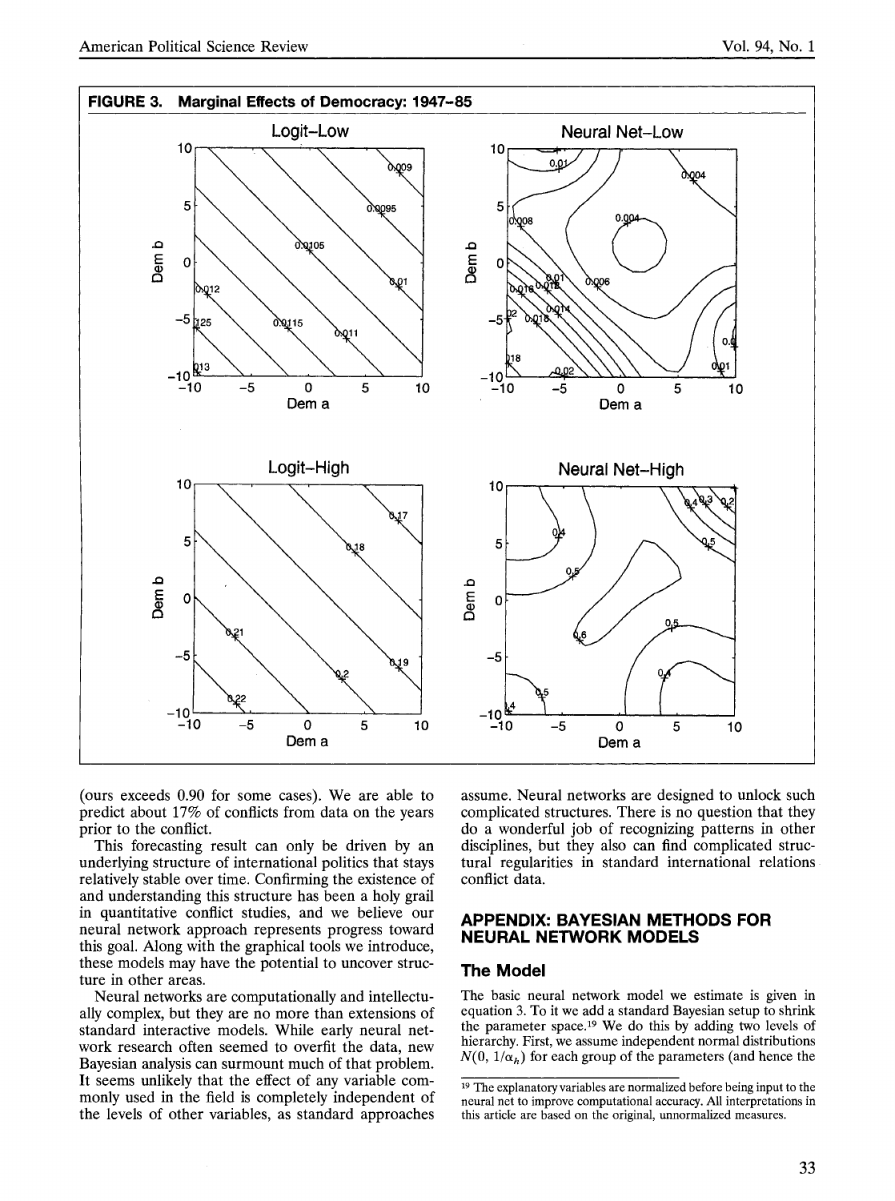**FIGURE 3. Marginal Effects of Democracy: 1947–85**

(ours exceeds 0.90 for some cases). We are able to predict about 17% of conflicts from data on the years prior to the conflict.

This forecasting result can only be driven by an underlying structure of international politics that stays relatively stable over time. Confirming the existence of and understanding this structure has been a holy grail in quantitative conflict studies, and we believe our neural network approach represents progress toward this goal. Along with the graphical tools we introduce, these models may have the potential to uncover structure in other areas.

Neural networks are computationally and intellectually complex, but they are no more than extensions of standard interactive models. While early neural network research often seemed to overfit the data, new Bayesian analysis can surmount much of that problem. It seems unlikely that the effect of any variable commonly used in the field is completely independent of the levels of other variables, as standard approaches assume. Neural networks are designed to unlock such complicated structures. There is no question that they do a wonderful job of recognizing patterns in other disciplines, but they also can find complicated structural regularities in standard international relations conflict data.

## APPENDIX: BAYESIAN METHODS FOR NEURAL NETWORK MODELS

### The Model

The basic neural network model we estimate is given in equation 3. To it we add a standard Bayesian setup to shrink the parameter space.[19] We do this by adding two levels of hierarchy. First, we assume independent normal distributions $N(0, 1/\alpha_h)$ for each group of the parameters (and hence the

[19] The explanatory variables are normalized before being input to the neural net to improve computational accuracy. All interpretations in this article are based on the original, unnormalized measures.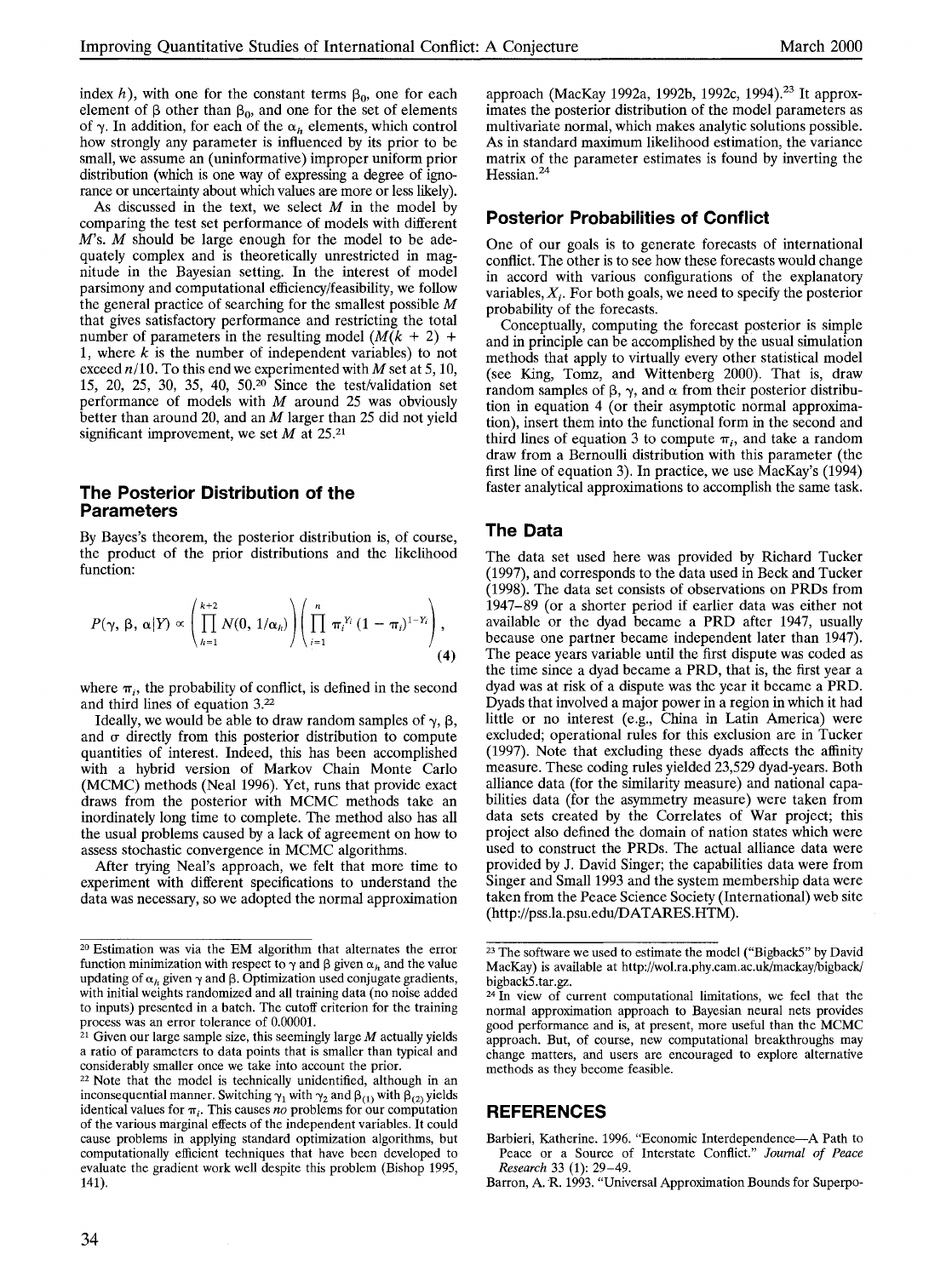index $h$), with one for the constant terms $\beta_0$, one for each element of $\beta$ other than $\beta_0$, and one for the set of elements of $\gamma$. In addition, for each of the $\alpha_h$ elements, which control how strongly any parameter is influenced by its prior to be small, we assume an (uninformative) improper uniform prior distribution (which is one way of expressing a degree of ignorance or uncertainty about which values are more or less likely).

As discussed in the text, we select $M$ in the model by comparing the test set performance of models with different $M$'s. $M$ should be large enough for the model to be adequately complex and is theoretically unrestricted in magnitude in the Bayesian setting. In the interest of model parsimony and computational efficiency/feasibility, we follow the general practice of searching for the smallest possible $M$ that gives satisfactory performance and restricting the total number of parameters in the resulting model ($M(k + 2) + 1$, where $k$ is the number of independent variables) to not exceed $n/10$. To this end we experimented with $M$ set at 5, 10, 15, 20, 25, 30, 35, 40, 50.[20] Since the test/validation set performance of models with $M$ around 25 was obviously better than around 20, and an $M$ larger than 25 did not yield significant improvement, we set $M$ at 25.[21]

## The Posterior Distribution of the Parameters

By Bayes's theorem, the posterior distribution is, of course, the product of the prior distributions and the likelihood function:

$$P(\gamma, \beta, \alpha|Y) \propto \left(\prod_{h=1}^{k+2} N(0, 1/\alpha_h)\right)\left(\prod_{i=1}^{n} \pi_i^{Y_i}(1 - \pi_i)^{1-Y_i}\right), \tag{4}$$

where $\pi_i$, the probability of conflict, is defined in the second and third lines of equation 3.[22]

Ideally, we would be able to draw random samples of $\gamma$, $\beta$, and $\sigma$ directly from this posterior distribution to compute quantities of interest. Indeed, this has been accomplished with a hybrid version of Markov Chain Monte Carlo (MCMC) methods (Neal 1996). Yet, runs that provide exact draws from the posterior with MCMC methods take an inordinately long time to complete. The method also has all the usual problems caused by a lack of agreement on how to assess stochastic convergence in MCMC algorithms.

After trying Neal's approach, we felt that more time to experiment with different specifications to understand the data was necessary, so we adopted the normal approximation approach (MacKay 1992a, 1992b, 1992c, 1994).[23] It approximates the posterior distribution of the model parameters as multivariate normal, which makes analytic solutions possible. As in standard maximum likelihood estimation, the variance matrix of the parameter estimates is found by inverting the Hessian.[24]

## Posterior Probabilities of Conflict

One of our goals is to generate forecasts of international conflict. The other is to see how these forecasts would change in accord with various configurations of the explanatory variables, $X_i$. For both goals, we need to specify the posterior probability of the forecasts.

Conceptually, computing the forecast posterior is simple and in principle can be accomplished by the usual simulation methods that apply to virtually every other statistical model (see King, Tomz, and Wittenberg 2000). That is, draw random samples of $\beta$, $\gamma$, and $\alpha$ from their posterior distribution in equation 4 (or their asymptotic normal approximation), insert them into the functional form in the second and third lines of equation 3 to compute $\pi_i$, and take a random draw from a Bernoulli distribution with this parameter (the first line of equation 3). In practice, we use MacKay's (1994) faster analytical approximations to accomplish the same task.

## The Data

The data set used here was provided by Richard Tucker (1997), and corresponds to the data used in Beck and Tucker (1998). The data set consists of observations on PRDs from 1947–89 (or a shorter period if earlier data was either not available or the dyad became a PRD after 1947, usually because one partner became independent later than 1947). The peace years variable until the first dispute was coded as the time since a dyad became a PRD, that is, the first year a dyad was at risk of a dispute was the year it became a PRD. Dyads that involved a major power in a region in which it had little or no interest (e.g., China in Latin America) were excluded; operational rules for this exclusion are in Tucker (1997). Note that excluding these dyads affects the affinity measure. These coding rules yielded 23,529 dyad-years. Both alliance data (for the similarity measure) and national capabilities data (for the asymmetry measure) were taken from data sets created by the Correlates of War project; this project also defined the domain of nation states which were used to construct the PRDs. The actual alliance data were provided by J. David Singer; the capabilities data were from Singer and Small 1993 and the system membership data were taken from the Peace Science Society (International) web site (http://pss.la.psu.edu/DATARES.HTM).

---

[20] Estimation was via the EM algorithm that alternates the error function minimization with respect to $\gamma$ and $\beta$ given $\alpha_h$ and the value updating of $\alpha_h$ given $\gamma$ and $\beta$. Optimization used conjugate gradients, with initial weights randomized and all training data (no noise added to inputs) presented in a batch. The cutoff criterion for the training process was an error tolerance of 0.00001.

[21] Given our large sample size, this seemingly large $M$ actually yields a ratio of parameters to data points that is smaller than typical and considerably smaller once we take into account the prior.

[22] Note that the model is technically unidentified, although in an inconsequential manner. Switching $\gamma_1$ with $\gamma_2$ and $\beta_{(1)}$ with $\beta_{(2)}$ yields identical values for $\pi_i$. This causes *no* problems for our computation of the various marginal effects of the independent variables. It could cause problems in applying standard optimization algorithms, but computationally efficient techniques that have been developed to evaluate the gradient work well despite this problem (Bishop 1995, 141).

[23] The software we used to estimate the model ("Bigback5" by David MacKay) is available at http://wol.ra.phy.cam.ac.uk/mackay/bigback/bigback5.tar.gz.

[24] In view of current computational limitations, we feel that the normal approximation approach to Bayesian neural nets provides good performance and is, at present, more useful than the MCMC approach. But, of course, new computational breakthroughs may change matters, and users are encouraged to explore alternative methods as they become feasible.

## REFERENCES

Barbieri, Katherine. 1996. "Economic Interdependence—A Path to Peace or a Source of Interstate Conflict." *Journal of Peace Research* 33 (1): 29–49.

Barron, A. R. 1993. "Universal Approximation Bounds for Superpo-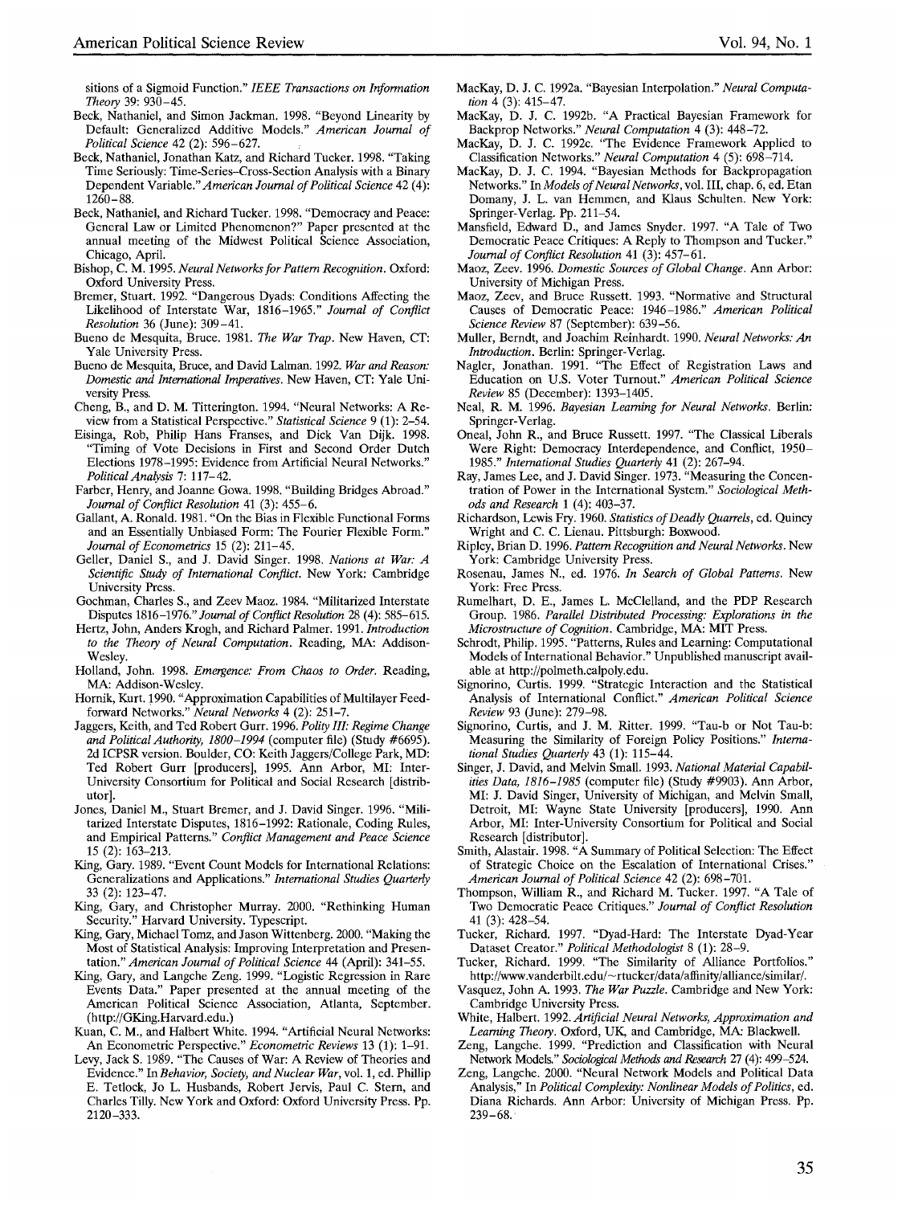sitions of a Sigmoid Function." *IEEE Transactions on Information Theory* 39: 930–45.

Beck, Nathaniel, and Simon Jackman. 1998. "Beyond Linearity by Default: Generalized Additive Models." *American Journal of Political Science* 42 (2): 596–627.

Beck, Nathaniel, Jonathan Katz, and Richard Tucker. 1998. "Taking Time Seriously: Time-Series–Cross-Section Analysis with a Binary Dependent Variable." *American Journal of Political Science* 42 (4): 1260–88.

Beck, Nathaniel, and Richard Tucker. 1998. "Democracy and Peace: General Law or Limited Phenomenon?" Paper presented at the annual meeting of the Midwest Political Science Association, Chicago, April.

Bishop, C. M. 1995. *Neural Networks for Pattern Recognition*. Oxford: Oxford University Press.

Bremer, Stuart. 1992. "Dangerous Dyads: Conditions Affecting the Likelihood of Interstate War, 1816–1965." *Journal of Conflict Resolution* 36 (June): 309–41.

Bueno de Mesquita, Bruce. 1981. *The War Trap*. New Haven, CT: Yale University Press.

Bueno de Mesquita, Bruce, and David Lalman. 1992. *War and Reason: Domestic and International Imperatives*. New Haven, CT: Yale University Press.

Cheng, B., and D. M. Titterington. 1994. "Neural Networks: A Review from a Statistical Perspective." *Statistical Science* 9 (1): 2–54.

Eisinga, Rob, Philip Hans Franses, and Dick Van Dijk. 1998. "Timing of Vote Decisions in First and Second Order Dutch Elections 1978–1995: Evidence from Artificial Neural Networks." *Political Analysis* 7: 117–42.

Farber, Henry, and Joanne Gowa. 1998. "Building Bridges Abroad." *Journal of Conflict Resolution* 41 (3): 455–6.

Gallant, A. Ronald. 1981. "On the Bias in Flexible Functional Forms and an Essentially Unbiased Form: The Fourier Flexible Form." *Journal of Econometrics* 15 (2): 211–45.

Geller, Daniel S., and J. David Singer. 1998. *Nations at War: A Scientific Study of International Conflict*. New York: Cambridge University Press.

Gochman, Charles S., and Zeev Maoz. 1984. "Militarized Interstate Disputes 1816–1976." *Journal of Conflict Resolution* 28 (4): 585–615.

Hertz, John, Anders Krogh, and Richard Palmer. 1991. *Introduction to the Theory of Neural Computation*. Reading, MA: Addison-Wesley.

Holland, John. 1998. *Emergence: From Chaos to Order*. Reading, MA: Addison-Wesley.

Hornik, Kurt. 1990. "Approximation Capabilities of Multilayer Feedforward Networks." *Neural Networks* 4 (2): 251–7.

Jaggers, Keith, and Ted Robert Gurr. 1996. *Polity III: Regime Change and Political Authority, 1800–1994* (computer file) (Study #6695). 2d ICPSR version. Boulder, CO: Keith Jaggers/College Park, MD: Ted Robert Gurr [producers], 1995. Ann Arbor, MI: Inter-University Consortium for Political and Social Research [distributor].

Jones, Daniel M., Stuart Bremer, and J. David Singer. 1996. "Militarized Interstate Disputes, 1816–1992: Rationale, Coding Rules, and Empirical Patterns." *Conflict Management and Peace Science* 15 (2): 163–213.

King, Gary. 1989. "Event Count Models for International Relations: Generalizations and Applications." *International Studies Quarterly* 33 (2): 123–47.

King, Gary, and Christopher Murray. 2000. "Rethinking Human Security." Harvard University. Typescript.

King, Gary, Michael Tomz, and Jason Wittenberg. 2000. "Making the Most of Statistical Analysis: Improving Interpretation and Presentation." *American Journal of Political Science* 44 (April): 341–55.

King, Gary, and Langche Zeng. 1999. "Logistic Regression in Rare Events Data." Paper presented at the annual meeting of the American Political Science Association, Atlanta, September. (http://GKing.Harvard.edu.)

Kuan, C. M., and Halbert White. 1994. "Artificial Neural Networks: An Econometric Perspective." *Econometric Reviews* 13 (1): 1–91.

Levy, Jack S. 1989. "The Causes of War: A Review of Theories and Evidence." In *Behavior, Society, and Nuclear War*, vol. 1, ed. Phillip E. Tetlock, Jo L. Husbands, Robert Jervis, Paul C. Stern, and Charles Tilly. New York and Oxford: Oxford University Press. Pp. 2120–333.

MacKay, D. J. C. 1992a. "Bayesian Interpolation." *Neural Computation* 4 (3): 415–47.

MacKay, D. J. C. 1992b. "A Practical Bayesian Framework for Backprop Networks." *Neural Computation* 4 (3): 448–72.

MacKay, D. J. C. 1992c. "The Evidence Framework Applied to Classification Networks." *Neural Computation* 4 (5): 698–714.

MacKay, D. J. C. 1994. "Bayesian Methods for Backpropagation Networks." In *Models of Neural Networks*, vol. III, chap. 6, ed. Etan Domany, J. L. van Hemmen, and Klaus Schulten. New York: Springer-Verlag. Pp. 211–54.

Mansfield, Edward D., and James Snyder. 1997. "A Tale of Two Democratic Peace Critiques: A Reply to Thompson and Tucker." *Journal of Conflict Resolution* 41 (3): 457–61.

Maoz, Zeev. 1996. *Domestic Sources of Global Change*. Ann Arbor: University of Michigan Press.

Maoz, Zeev, and Bruce Russett. 1993. "Normative and Structural Causes of Democratic Peace: 1946–1986." *American Political Science Review* 87 (September): 639–56.

Muller, Berndt, and Joachim Reinhardt. 1990. *Neural Networks: An Introduction*. Berlin: Springer-Verlag.

Nagler, Jonathan. 1991. "The Effect of Registration Laws and Education on U.S. Voter Turnout." *American Political Science Review* 85 (December): 1393–1405.

Neal, R. M. 1996. *Bayesian Learning for Neural Networks*. Berlin: Springer-Verlag.

Oneal, John R., and Bruce Russett. 1997. "The Classical Liberals Were Right: Democracy Interdependence, and Conflict, 1950–1985." *International Studies Quarterly* 41 (2): 267–94.

Ray, James Lee, and J. David Singer. 1973. "Measuring the Concentration of Power in the International System." *Sociological Methods and Research* 1 (4): 403–37.

Richardson, Lewis Fry. 1960. *Statistics of Deadly Quarrels*, ed. Quincy Wright and C. C. Lienau. Pittsburgh: Boxwood.

Ripley, Brian D. 1996. *Pattern Recognition and Neural Networks*. New York: Cambridge University Press.

Rosenau, James N., ed. 1976. *In Search of Global Patterns*. New York: Free Press.

Rumelhart, D. E., James L. McClelland, and the PDP Research Group. 1986. *Parallel Distributed Processing: Explorations in the Microstructure of Cognition*. Cambridge, MA: MIT Press.

Schrodt, Philip. 1995. "Patterns, Rules and Learning: Computational Models of International Behavior." Unpublished manuscript available at http://polmeth.calpoly.edu.

Signorino, Curtis. 1999. "Strategic Interaction and the Statistical Analysis of International Conflict." *American Political Science Review* 93 (June): 279–98.

Signorino, Curtis, and J. M. Ritter. 1999. "Tau-b or Not Tau-b: Measuring the Similarity of Foreign Policy Positions." *International Studies Quarterly* 43 (1): 115–44.

Singer, J. David, and Melvin Small. 1993. *National Material Capabilities Data, 1816–1985* (computer file) (Study #9903). Ann Arbor, MI: J. David Singer, University of Michigan, and Melvin Small, Detroit, MI: Wayne State University [producers], 1990. Ann Arbor, MI: Inter-University Consortium for Political and Social Research [distributor].

Smith, Alastair. 1998. "A Summary of Political Selection: The Effect of Strategic Choice on the Escalation of International Crises." *American Journal of Political Science* 42 (2): 698–701.

Thompson, William R., and Richard M. Tucker. 1997. "A Tale of Two Democratic Peace Critiques." *Journal of Conflict Resolution* 41 (3): 428–54.

Tucker, Richard. 1997. "Dyad-Hard: The Interstate Dyad-Year Dataset Creator." *Political Methodologist* 8 (1): 28–9.

Tucker, Richard. 1999. "The Similarity of Alliance Portfolios." http://www.vanderbilt.edu/~rtucker/data/affinity/alliance/similar/.

Vasquez, John A. 1993. *The War Puzzle*. Cambridge and New York: Cambridge University Press.

White, Halbert. 1992. *Artificial Neural Networks, Approximation and Learning Theory*. Oxford, UK, and Cambridge, MA: Blackwell.

Zeng, Langche. 1999. "Prediction and Classification with Neural Network Models." *Sociological Methods and Research* 27 (4): 499–524.

Zeng, Langche. 2000. "Neural Network Models and Political Data Analysis," In *Political Complexity: Nonlinear Models of Politics*, ed. Diana Richards. Ann Arbor: University of Michigan Press. Pp. 239–68.